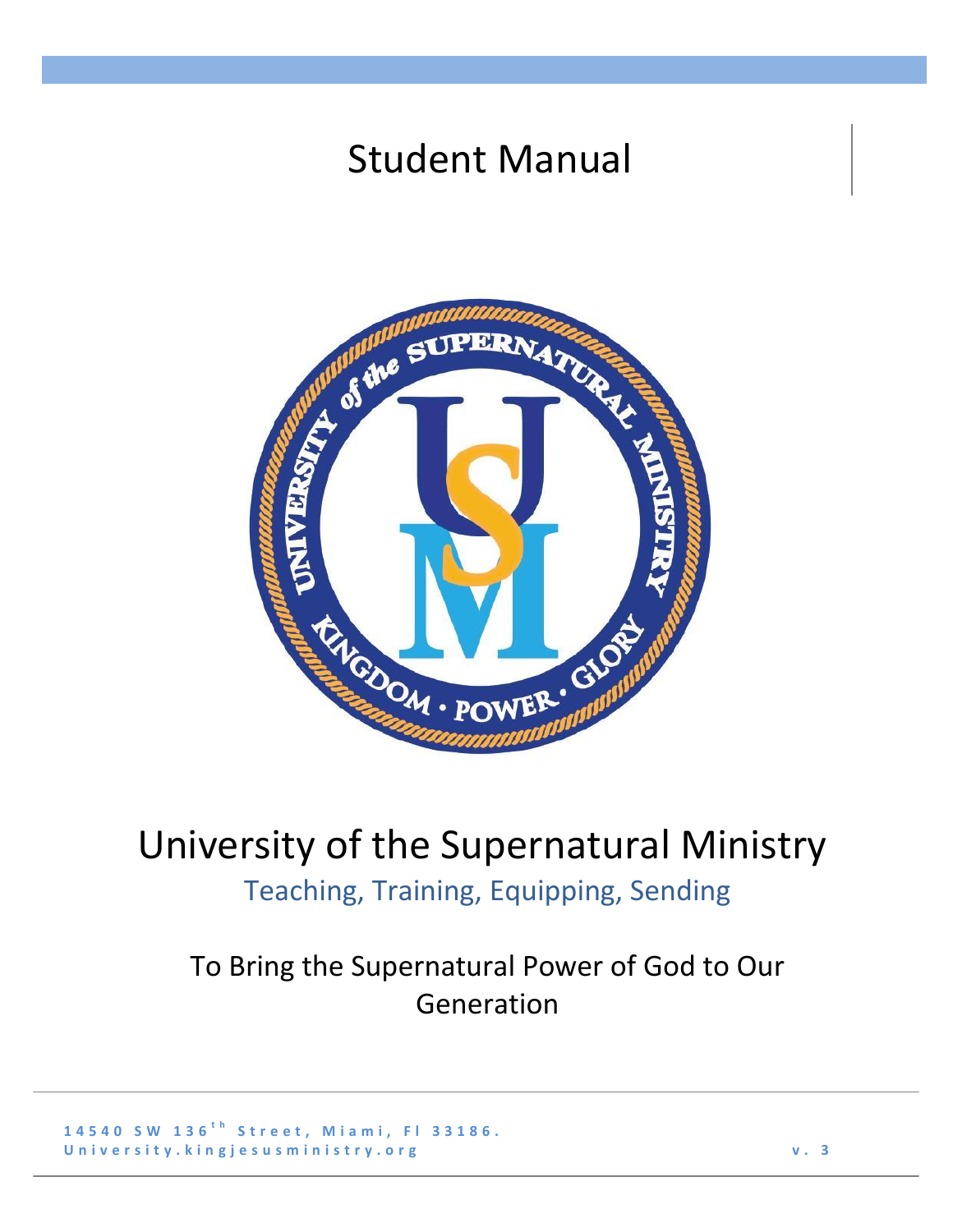# Student Manual

# University of the Supernatural Ministry

## Teaching, Training, Equipping, Sending

To Bring the Supernatural Power of God to Our Generation

14540 SW 136th Street, Miami, Fl 33186.
University.kingjesusministry.org

v. 3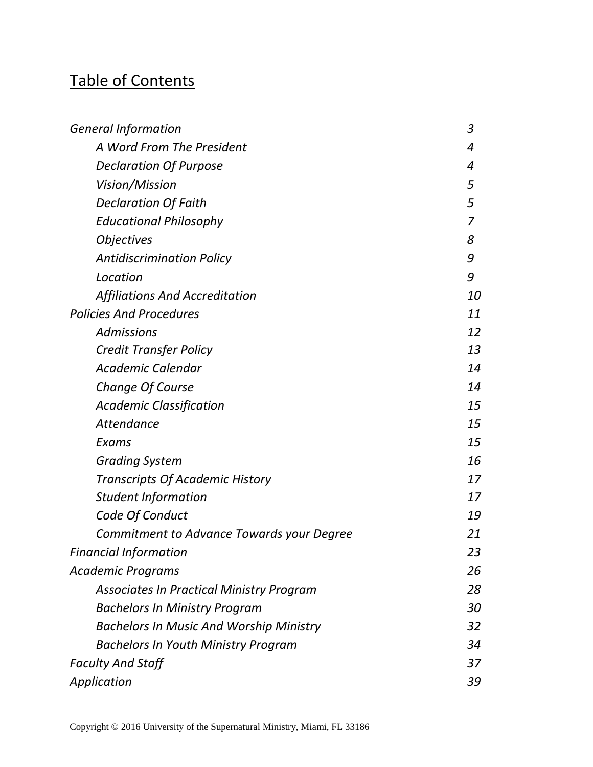# Table of Contents

| | |
|---|---|
| *General Information* | *3* |
| *A Word From The President* | *4* |
| *Declaration Of Purpose* | *4* |
| *Vision/Mission* | *5* |
| *Declaration Of Faith* | *5* |
| *Educational Philosophy* | *7* |
| *Objectives* | *8* |
| *Antidiscrimination Policy* | *9* |
| *Location* | *9* |
| *Affiliations And Accreditation* | *10* |
| *Policies And Procedures* | *11* |
| *Admissions* | *12* |
| *Credit Transfer Policy* | *13* |
| *Academic Calendar* | *14* |
| *Change Of Course* | *14* |
| *Academic Classification* | *15* |
| *Attendance* | *15* |
| *Exams* | *15* |
| *Grading System* | *16* |
| *Transcripts Of Academic History* | *17* |
| *Student Information* | *17* |
| *Code Of Conduct* | *19* |
| *Commitment to Advance Towards your Degree* | *21* |
| *Financial Information* | *23* |
| *Academic Programs* | *26* |
| *Associates In Practical Ministry Program* | *28* |
| *Bachelors In Ministry Program* | *30* |
| *Bachelors In Music And Worship Ministry* | *32* |
| *Bachelors In Youth Ministry Program* | *34* |
| *Faculty And Staff* | *37* |
| *Application* | *39* |

Copyright © 2016 University of the Supernatural Ministry, Miami, FL 33186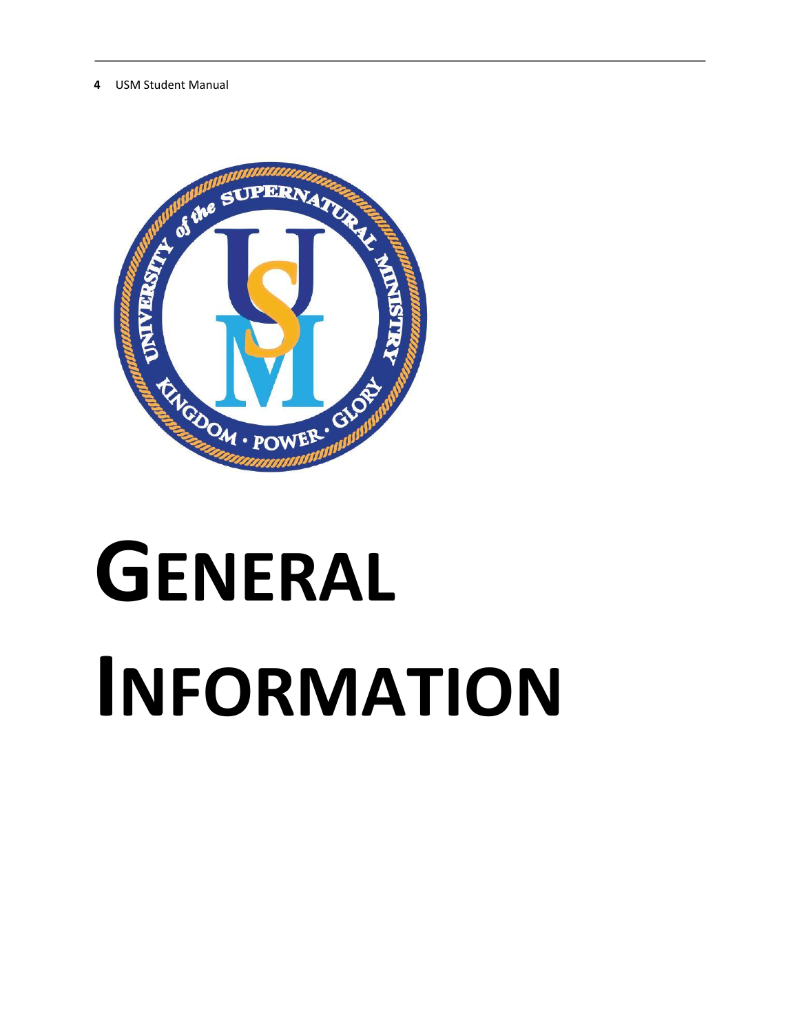# GENERAL INFORMATION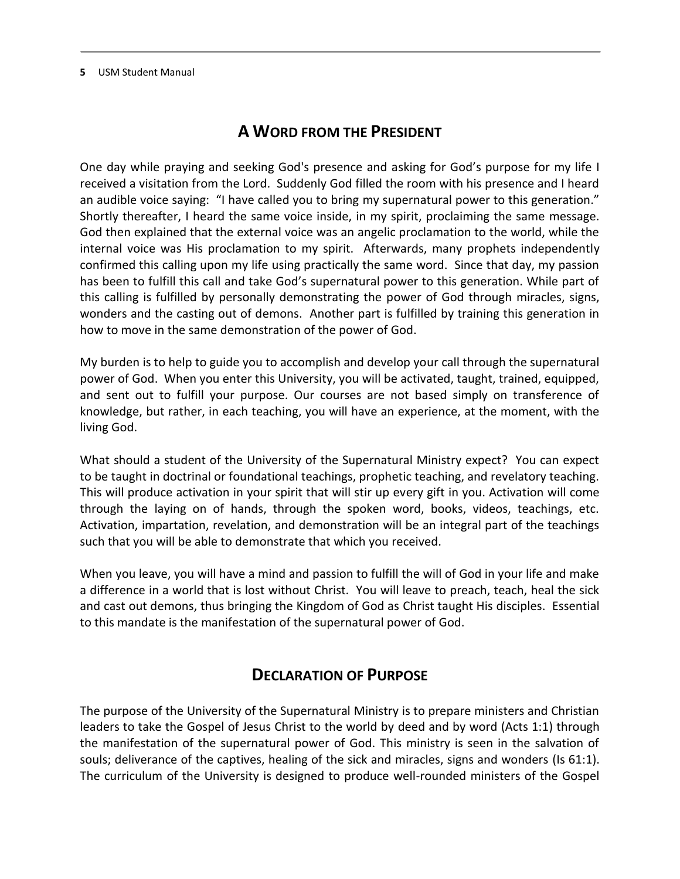## A Word from the President

One day while praying and seeking God's presence and asking for God's purpose for my life I received a visitation from the Lord. Suddenly God filled the room with his presence and I heard an audible voice saying: "I have called you to bring my supernatural power to this generation." Shortly thereafter, I heard the same voice inside, in my spirit, proclaiming the same message. God then explained that the external voice was an angelic proclamation to the world, while the internal voice was His proclamation to my spirit. Afterwards, many prophets independently confirmed this calling upon my life using practically the same word. Since that day, my passion has been to fulfill this call and take God's supernatural power to this generation. While part of this calling is fulfilled by personally demonstrating the power of God through miracles, signs, wonders and the casting out of demons. Another part is fulfilled by training this generation in how to move in the same demonstration of the power of God.

My burden is to help to guide you to accomplish and develop your call through the supernatural power of God. When you enter this University, you will be activated, taught, trained, equipped, and sent out to fulfill your purpose. Our courses are not based simply on transference of knowledge, but rather, in each teaching, you will have an experience, at the moment, with the living God.

What should a student of the University of the Supernatural Ministry expect? You can expect to be taught in doctrinal or foundational teachings, prophetic teaching, and revelatory teaching. This will produce activation in your spirit that will stir up every gift in you. Activation will come through the laying on of hands, through the spoken word, books, videos, teachings, etc. Activation, impartation, revelation, and demonstration will be an integral part of the teachings such that you will be able to demonstrate that which you received.

When you leave, you will have a mind and passion to fulfill the will of God in your life and make a difference in a world that is lost without Christ. You will leave to preach, teach, heal the sick and cast out demons, thus bringing the Kingdom of God as Christ taught His disciples. Essential to this mandate is the manifestation of the supernatural power of God.

## Declaration of Purpose

The purpose of the University of the Supernatural Ministry is to prepare ministers and Christian leaders to take the Gospel of Jesus Christ to the world by deed and by word (Acts 1:1) through the manifestation of the supernatural power of God. This ministry is seen in the salvation of souls; deliverance of the captives, healing of the sick and miracles, signs and wonders (Is 61:1). The curriculum of the University is designed to produce well-rounded ministers of the Gospel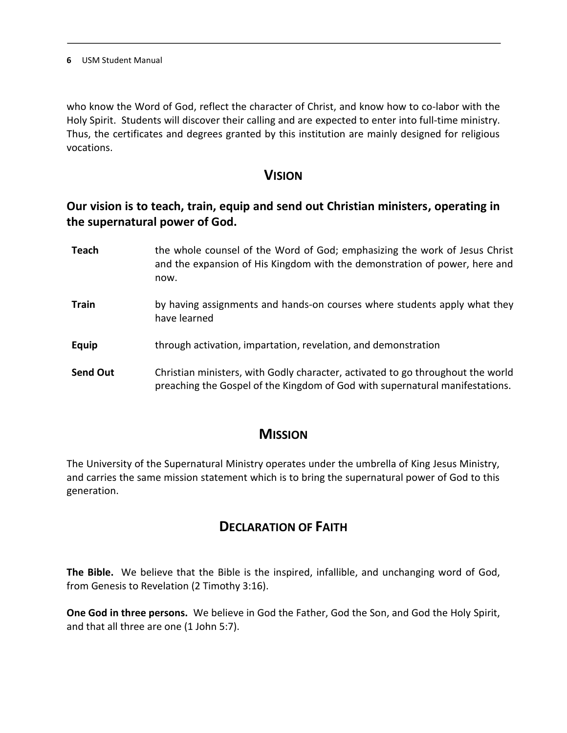who know the Word of God, reflect the character of Christ, and know how to co-labor with the Holy Spirit. Students will discover their calling and are expected to enter into full-time ministry. Thus, the certificates and degrees granted by this institution are mainly designed for religious vocations.

## Vision

### Our vision is to teach, train, equip and send out Christian ministers, operating in the supernatural power of God.

| | |
|---|---|
| **Teach** | the whole counsel of the Word of God; emphasizing the work of Jesus Christ and the expansion of His Kingdom with the demonstration of power, here and now. |
| **Train** | by having assignments and hands-on courses where students apply what they have learned |
| **Equip** | through activation, impartation, revelation, and demonstration |
| **Send Out** | Christian ministers, with Godly character, activated to go throughout the world preaching the Gospel of the Kingdom of God with supernatural manifestations. |

## Mission

The University of the Supernatural Ministry operates under the umbrella of King Jesus Ministry, and carries the same mission statement which is to bring the supernatural power of God to this generation.

## Declaration of Faith

**The Bible.** We believe that the Bible is the inspired, infallible, and unchanging word of God, from Genesis to Revelation (2 Timothy 3:16).

**One God in three persons.** We believe in God the Father, God the Son, and God the Holy Spirit, and that all three are one (1 John 5:7).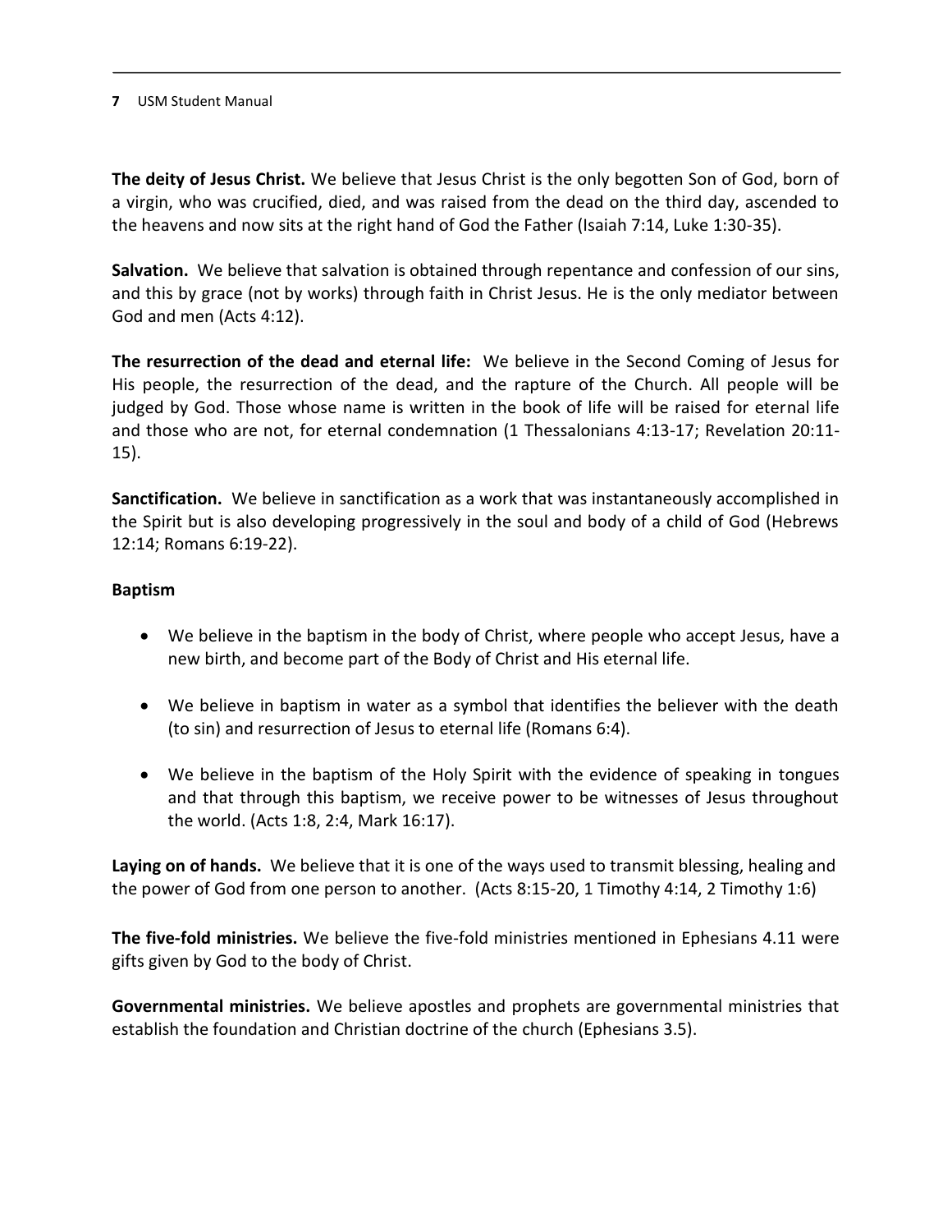**The deity of Jesus Christ.** We believe that Jesus Christ is the only begotten Son of God, born of a virgin, who was crucified, died, and was raised from the dead on the third day, ascended to the heavens and now sits at the right hand of God the Father (Isaiah 7:14, Luke 1:30-35).

**Salvation.** We believe that salvation is obtained through repentance and confession of our sins, and this by grace (not by works) through faith in Christ Jesus. He is the only mediator between God and men (Acts 4:12).

**The resurrection of the dead and eternal life:** We believe in the Second Coming of Jesus for His people, the resurrection of the dead, and the rapture of the Church. All people will be judged by God. Those whose name is written in the book of life will be raised for eternal life and those who are not, for eternal condemnation (1 Thessalonians 4:13-17; Revelation 20:11-15).

**Sanctification.** We believe in sanctification as a work that was instantaneously accomplished in the Spirit but is also developing progressively in the soul and body of a child of God (Hebrews 12:14; Romans 6:19-22).

**Baptism**

- We believe in the baptism in the body of Christ, where people who accept Jesus, have a new birth, and become part of the Body of Christ and His eternal life.
- We believe in baptism in water as a symbol that identifies the believer with the death (to sin) and resurrection of Jesus to eternal life (Romans 6:4).
- We believe in the baptism of the Holy Spirit with the evidence of speaking in tongues and that through this baptism, we receive power to be witnesses of Jesus throughout the world. (Acts 1:8, 2:4, Mark 16:17).

**Laying on of hands.** We believe that it is one of the ways used to transmit blessing, healing and the power of God from one person to another. (Acts 8:15-20, 1 Timothy 4:14, 2 Timothy 1:6)

**The five-fold ministries.** We believe the five-fold ministries mentioned in Ephesians 4.11 were gifts given by God to the body of Christ.

**Governmental ministries.** We believe apostles and prophets are governmental ministries that establish the foundation and Christian doctrine of the church (Ephesians 3.5).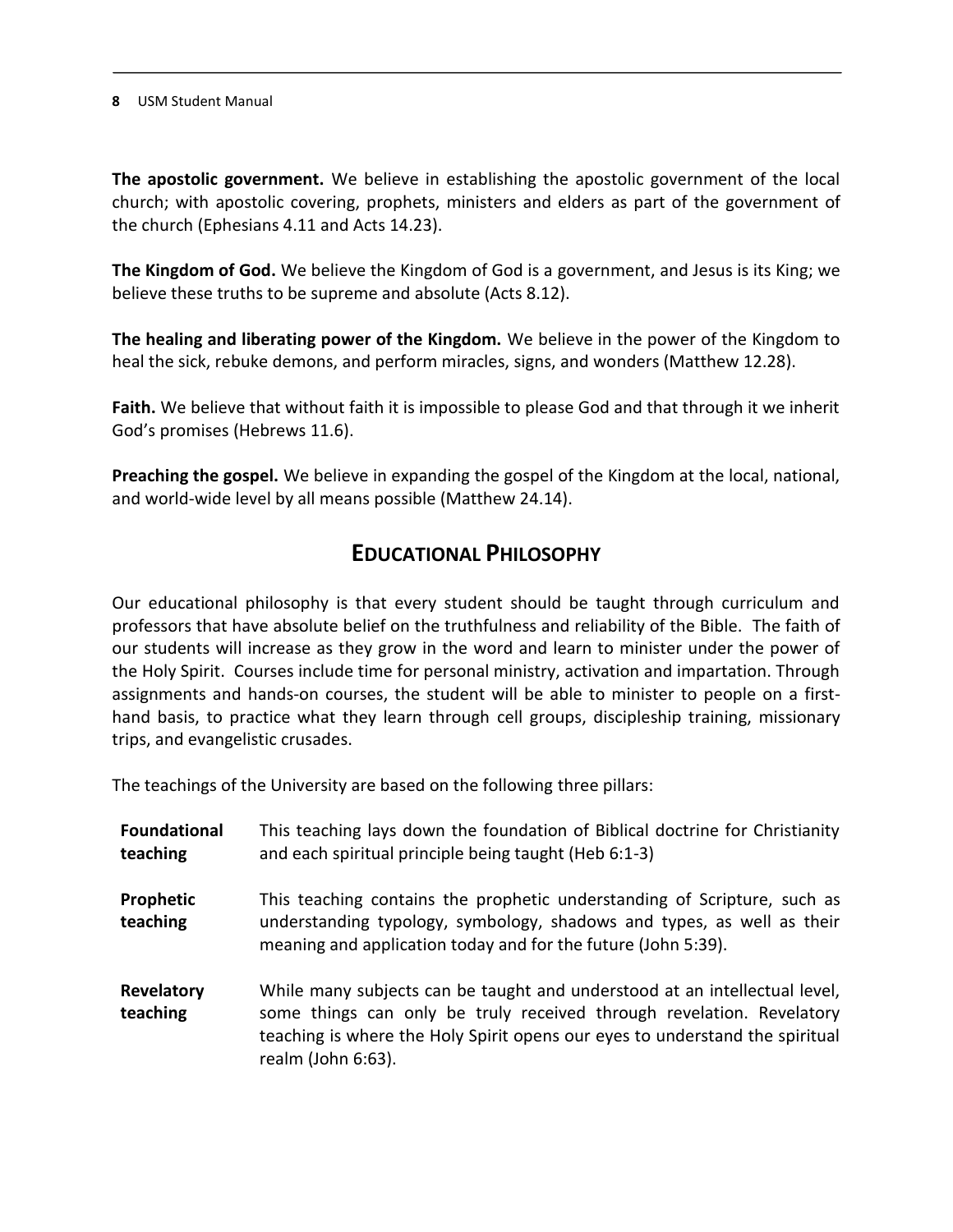**The apostolic government.** We believe in establishing the apostolic government of the local church; with apostolic covering, prophets, ministers and elders as part of the government of the church (Ephesians 4.11 and Acts 14.23).

**The Kingdom of God.** We believe the Kingdom of God is a government, and Jesus is its King; we believe these truths to be supreme and absolute (Acts 8.12).

**The healing and liberating power of the Kingdom.** We believe in the power of the Kingdom to heal the sick, rebuke demons, and perform miracles, signs, and wonders (Matthew 12.28).

**Faith.** We believe that without faith it is impossible to please God and that through it we inherit God's promises (Hebrews 11.6).

**Preaching the gospel.** We believe in expanding the gospel of the Kingdom at the local, national, and world-wide level by all means possible (Matthew 24.14).

## EDUCATIONAL PHILOSOPHY

Our educational philosophy is that every student should be taught through curriculum and professors that have absolute belief on the truthfulness and reliability of the Bible. The faith of our students will increase as they grow in the word and learn to minister under the power of the Holy Spirit. Courses include time for personal ministry, activation and impartation. Through assignments and hands-on courses, the student will be able to minister to people on a first-hand basis, to practice what they learn through cell groups, discipleship training, missionary trips, and evangelistic crusades.

The teachings of the University are based on the following three pillars:

| | |
|---|---|
| **Foundational teaching** | This teaching lays down the foundation of Biblical doctrine for Christianity and each spiritual principle being taught (Heb 6:1-3) |
| **Prophetic teaching** | This teaching contains the prophetic understanding of Scripture, such as understanding typology, symbology, shadows and types, as well as their meaning and application today and for the future (John 5:39). |
| **Revelatory teaching** | While many subjects can be taught and understood at an intellectual level, some things can only be truly received through revelation. Revelatory teaching is where the Holy Spirit opens our eyes to understand the spiritual realm (John 6:63). |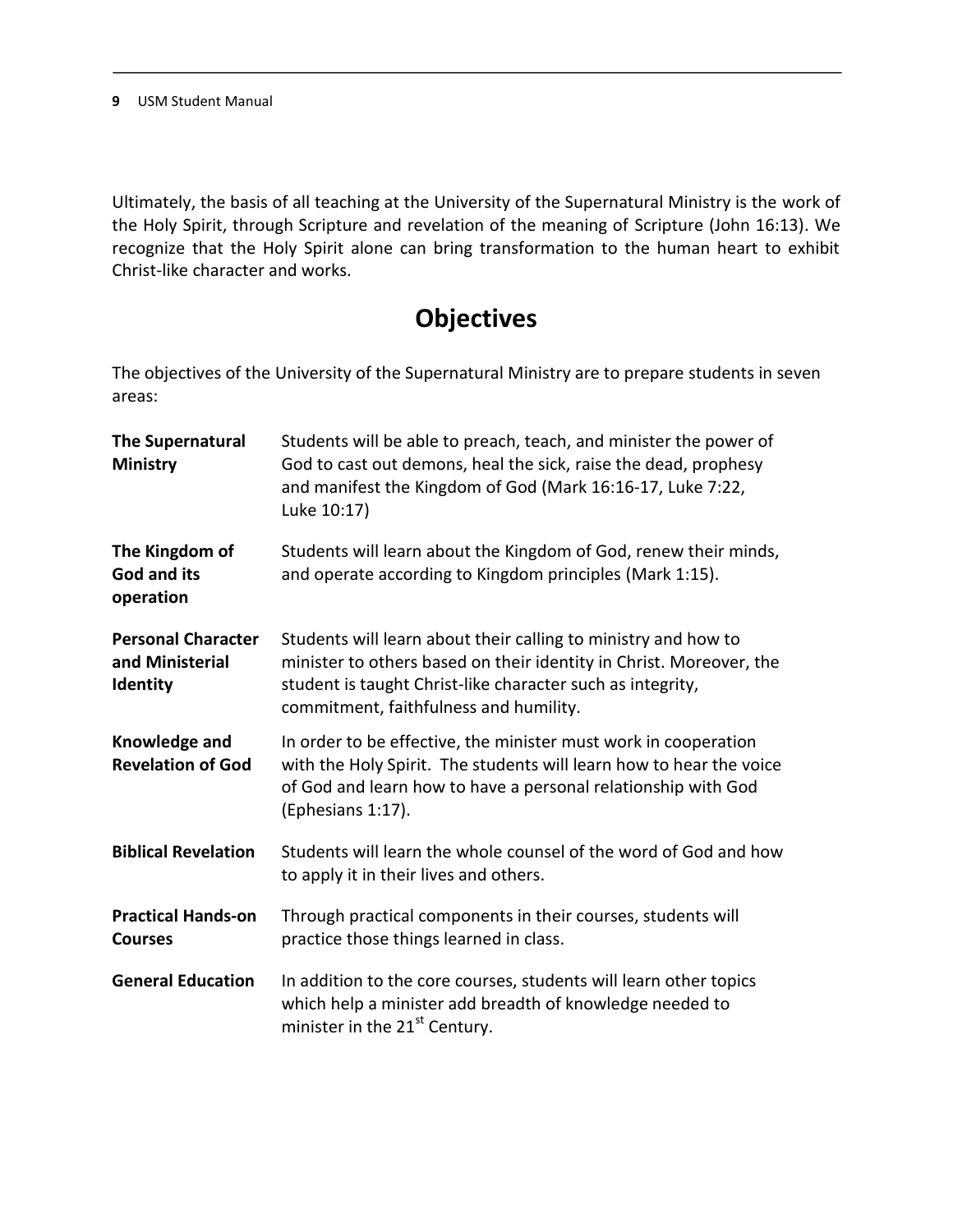Ultimately, the basis of all teaching at the University of the Supernatural Ministry is the work of the Holy Spirit, through Scripture and revelation of the meaning of Scripture (John 16:13). We recognize that the Holy Spirit alone can bring transformation to the human heart to exhibit Christ-like character and works.

## Objectives

The objectives of the University of the Supernatural Ministry are to prepare students in seven areas:

| | |
|---|---|
| **The Supernatural Ministry** | Students will be able to preach, teach, and minister the power of God to cast out demons, heal the sick, raise the dead, prophesy and manifest the Kingdom of God (Mark 16:16-17, Luke 7:22, Luke 10:17) |
| **The Kingdom of God and its operation** | Students will learn about the Kingdom of God, renew their minds, and operate according to Kingdom principles (Mark 1:15). |
| **Personal Character and Ministerial Identity** | Students will learn about their calling to ministry and how to minister to others based on their identity in Christ. Moreover, the student is taught Christ-like character such as integrity, commitment, faithfulness and humility. |
| **Knowledge and Revelation of God** | In order to be effective, the minister must work in cooperation with the Holy Spirit. The students will learn how to hear the voice of God and learn how to have a personal relationship with God (Ephesians 1:17). |
| **Biblical Revelation** | Students will learn the whole counsel of the word of God and how to apply it in their lives and others. |
| **Practical Hands-on Courses** | Through practical components in their courses, students will practice those things learned in class. |
| **General Education** | In addition to the core courses, students will learn other topics which help a minister add breadth of knowledge needed to minister in the 21st Century. |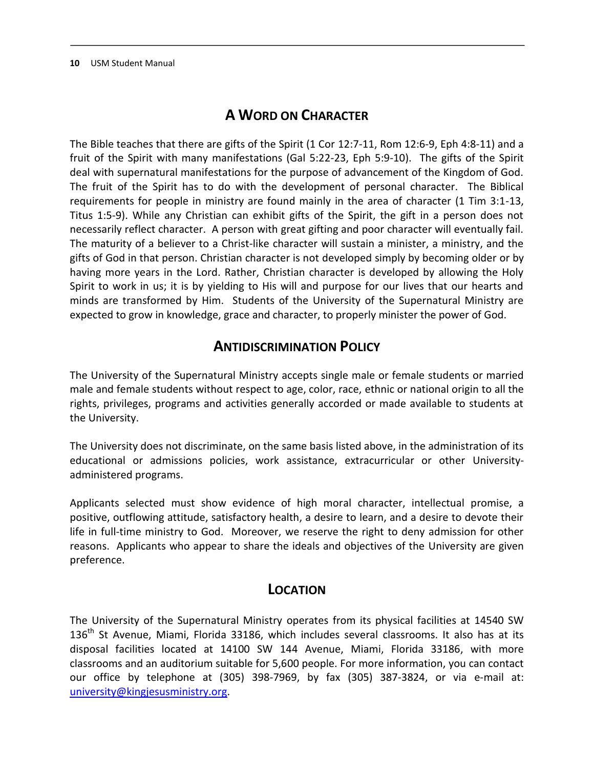## A Word on Character

The Bible teaches that there are gifts of the Spirit (1 Cor 12:7-11, Rom 12:6-9, Eph 4:8-11) and a fruit of the Spirit with many manifestations (Gal 5:22-23, Eph 5:9-10). The gifts of the Spirit deal with supernatural manifestations for the purpose of advancement of the Kingdom of God. The fruit of the Spirit has to do with the development of personal character. The Biblical requirements for people in ministry are found mainly in the area of character (1 Tim 3:1-13, Titus 1:5-9). While any Christian can exhibit gifts of the Spirit, the gift in a person does not necessarily reflect character. A person with great gifting and poor character will eventually fail. The maturity of a believer to a Christ-like character will sustain a minister, a ministry, and the gifts of God in that person. Christian character is not developed simply by becoming older or by having more years in the Lord. Rather, Christian character is developed by allowing the Holy Spirit to work in us; it is by yielding to His will and purpose for our lives that our hearts and minds are transformed by Him. Students of the University of the Supernatural Ministry are expected to grow in knowledge, grace and character, to properly minister the power of God.

## Antidiscrimination Policy

The University of the Supernatural Ministry accepts single male or female students or married male and female students without respect to age, color, race, ethnic or national origin to all the rights, privileges, programs and activities generally accorded or made available to students at the University.

The University does not discriminate, on the same basis listed above, in the administration of its educational or admissions policies, work assistance, extracurricular or other University-administered programs.

Applicants selected must show evidence of high moral character, intellectual promise, a positive, outflowing attitude, satisfactory health, a desire to learn, and a desire to devote their life in full-time ministry to God. Moreover, we reserve the right to deny admission for other reasons. Applicants who appear to share the ideals and objectives of the University are given preference.

## Location

The University of the Supernatural Ministry operates from its physical facilities at 14540 SW 136th St Avenue, Miami, Florida 33186, which includes several classrooms. It also has at its disposal facilities located at 14100 SW 144 Avenue, Miami, Florida 33186, with more classrooms and an auditorium suitable for 5,600 people. For more information, you can contact our office by telephone at (305) 398-7969, by fax (305) 387-3824, or via e-mail at: [university@kingjesusministry.org](mailto:university@kingjesusministry.org).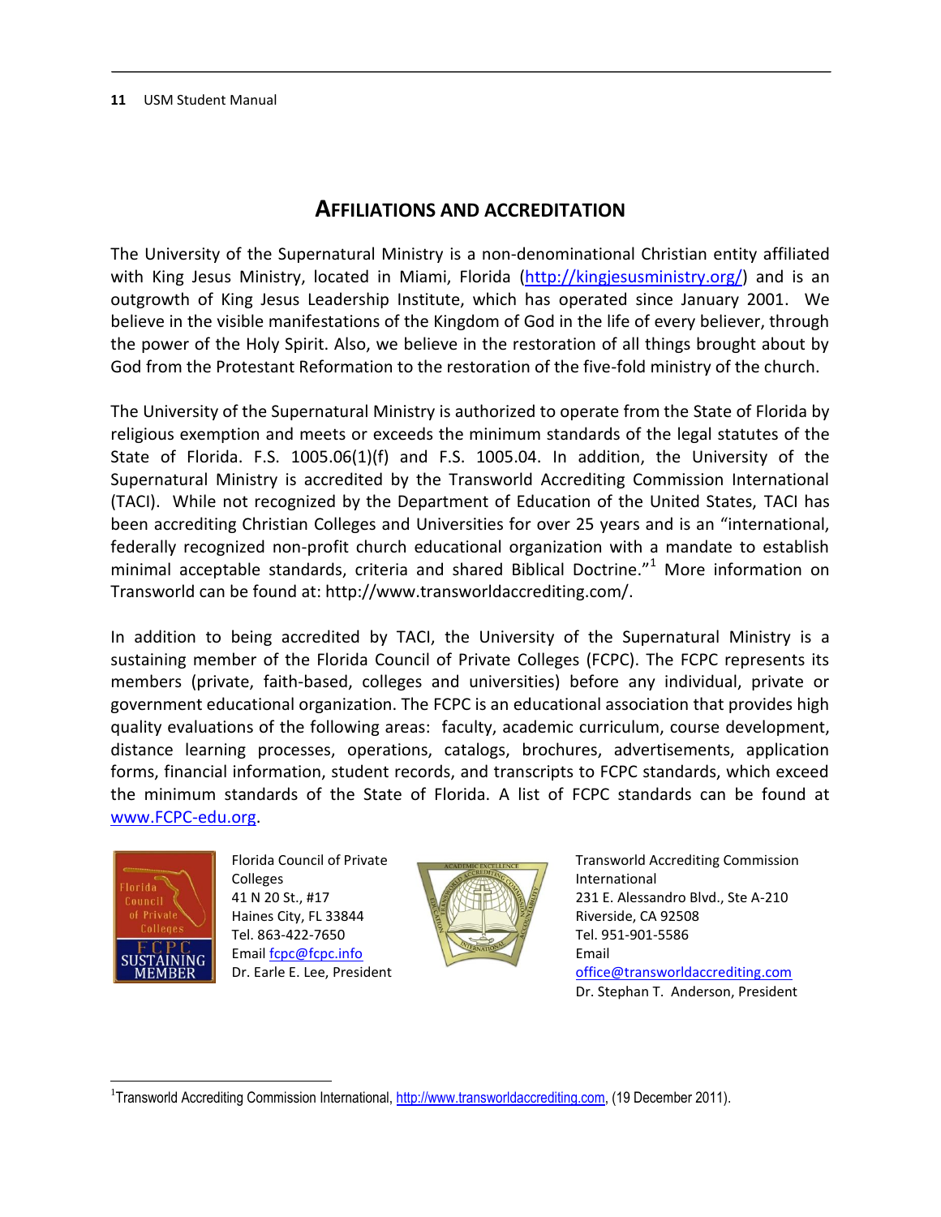## AFFILIATIONS AND ACCREDITATION

The University of the Supernatural Ministry is a non-denominational Christian entity affiliated with King Jesus Ministry, located in Miami, Florida (http://kingjesusministry.org/) and is an outgrowth of King Jesus Leadership Institute, which has operated since January 2001. We believe in the visible manifestations of the Kingdom of God in the life of every believer, through the power of the Holy Spirit. Also, we believe in the restoration of all things brought about by God from the Protestant Reformation to the restoration of the five-fold ministry of the church.

The University of the Supernatural Ministry is authorized to operate from the State of Florida by religious exemption and meets or exceeds the minimum standards of the legal statutes of the State of Florida. F.S. 1005.06(1)(f) and F.S. 1005.04. In addition, the University of the Supernatural Ministry is accredited by the Transworld Accrediting Commission International (TACI). While not recognized by the Department of Education of the United States, TACI has been accrediting Christian Colleges and Universities for over 25 years and is an "international, federally recognized non-profit church educational organization with a mandate to establish minimal acceptable standards, criteria and shared Biblical Doctrine."[1] More information on Transworld can be found at: http://www.transworldaccrediting.com/.

In addition to being accredited by TACI, the University of the Supernatural Ministry is a sustaining member of the Florida Council of Private Colleges (FCPC). The FCPC represents its members (private, faith-based, colleges and universities) before any individual, private or government educational organization. The FCPC is an educational association that provides high quality evaluations of the following areas: faculty, academic curriculum, course development, distance learning processes, operations, catalogs, brochures, advertisements, application forms, financial information, student records, and transcripts to FCPC standards, which exceed the minimum standards of the State of Florida. A list of FCPC standards can be found at www.FCPC-edu.org.

Florida Council of Private Colleges
41 N 20 St., #17
Haines City, FL 33844
Tel. 863-422-7650
Email fcpc@fcpc.info
Dr. Earle E. Lee, President

Transworld Accrediting Commission International
231 E. Alessandro Blvd., Ste A-210
Riverside, CA 92508
Tel. 951-901-5586
Email office@transworldaccrediting.com
Dr. Stephan T. Anderson, President

---

[1] Transworld Accrediting Commission International, http://www.transworldaccrediting.com, (19 December 2011).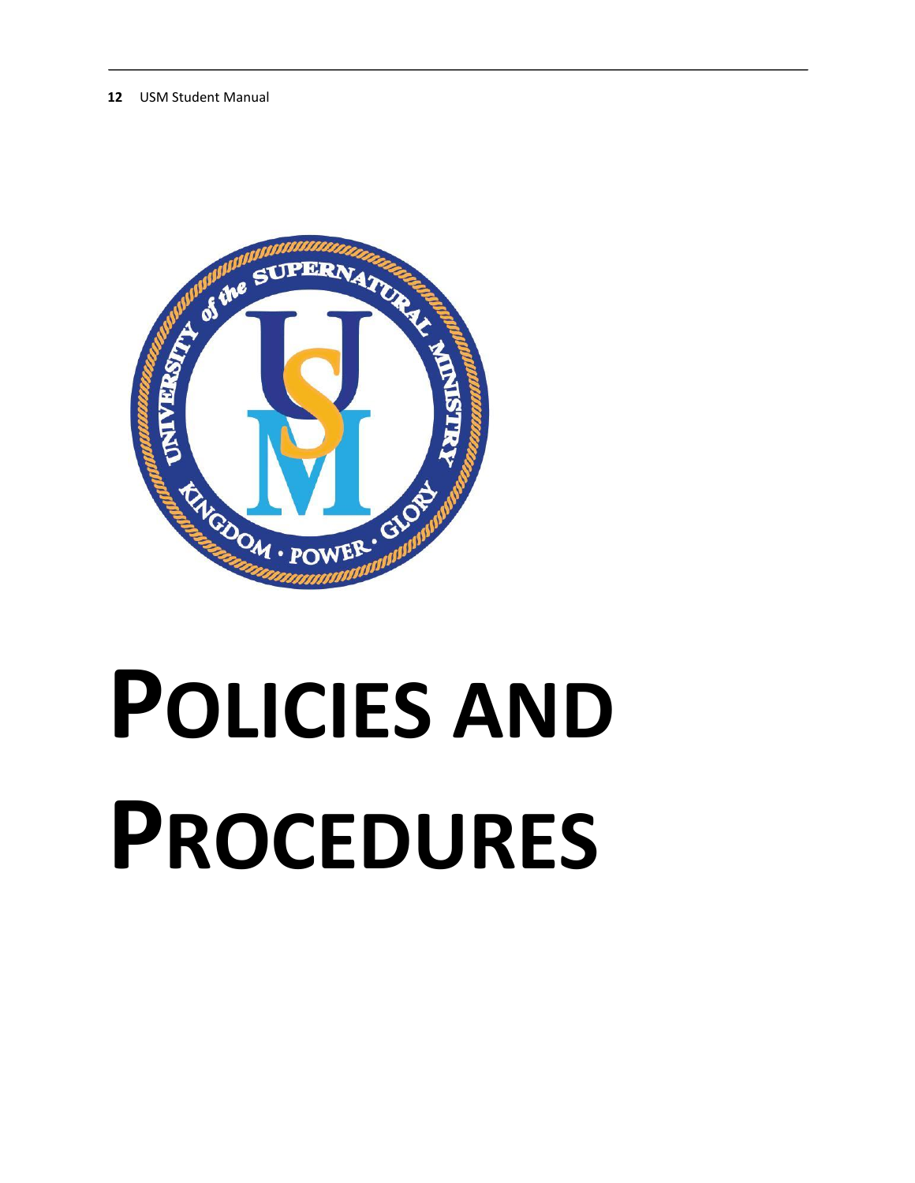# POLICIES AND PROCEDURES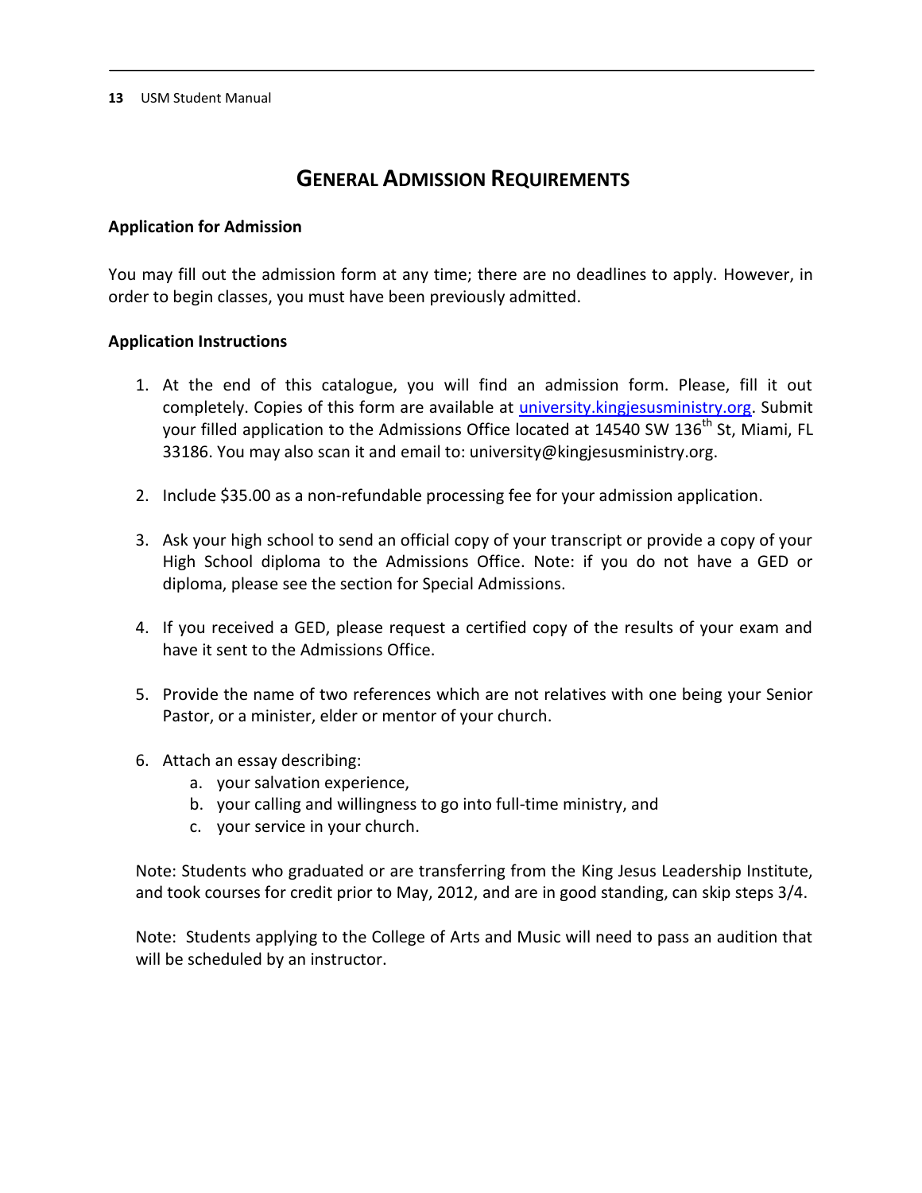# General Admission Requirements

**Application for Admission**

You may fill out the admission form at any time; there are no deadlines to apply. However, in order to begin classes, you must have been previously admitted.

**Application Instructions**

1. At the end of this catalogue, you will find an admission form. Please, fill it out completely. Copies of this form are available at [university.kingjesusministry.org](university.kingjesusministry.org). Submit your filled application to the Admissions Office located at 14540 SW 136th St, Miami, FL 33186. You may also scan it and email to: university@kingjesusministry.org.

2. Include $35.00 as a non-refundable processing fee for your admission application.

3. Ask your high school to send an official copy of your transcript or provide a copy of your High School diploma to the Admissions Office. Note: if you do not have a GED or diploma, please see the section for Special Admissions.

4. If you received a GED, please request a certified copy of the results of your exam and have it sent to the Admissions Office.

5. Provide the name of two references which are not relatives with one being your Senior Pastor, or a minister, elder or mentor of your church.

6. Attach an essay describing:
   a. your salvation experience,
   b. your calling and willingness to go into full-time ministry, and
   c. your service in your church.

Note: Students who graduated or are transferring from the King Jesus Leadership Institute, and took courses for credit prior to May, 2012, and are in good standing, can skip steps 3/4.

Note: Students applying to the College of Arts and Music will need to pass an audition that will be scheduled by an instructor.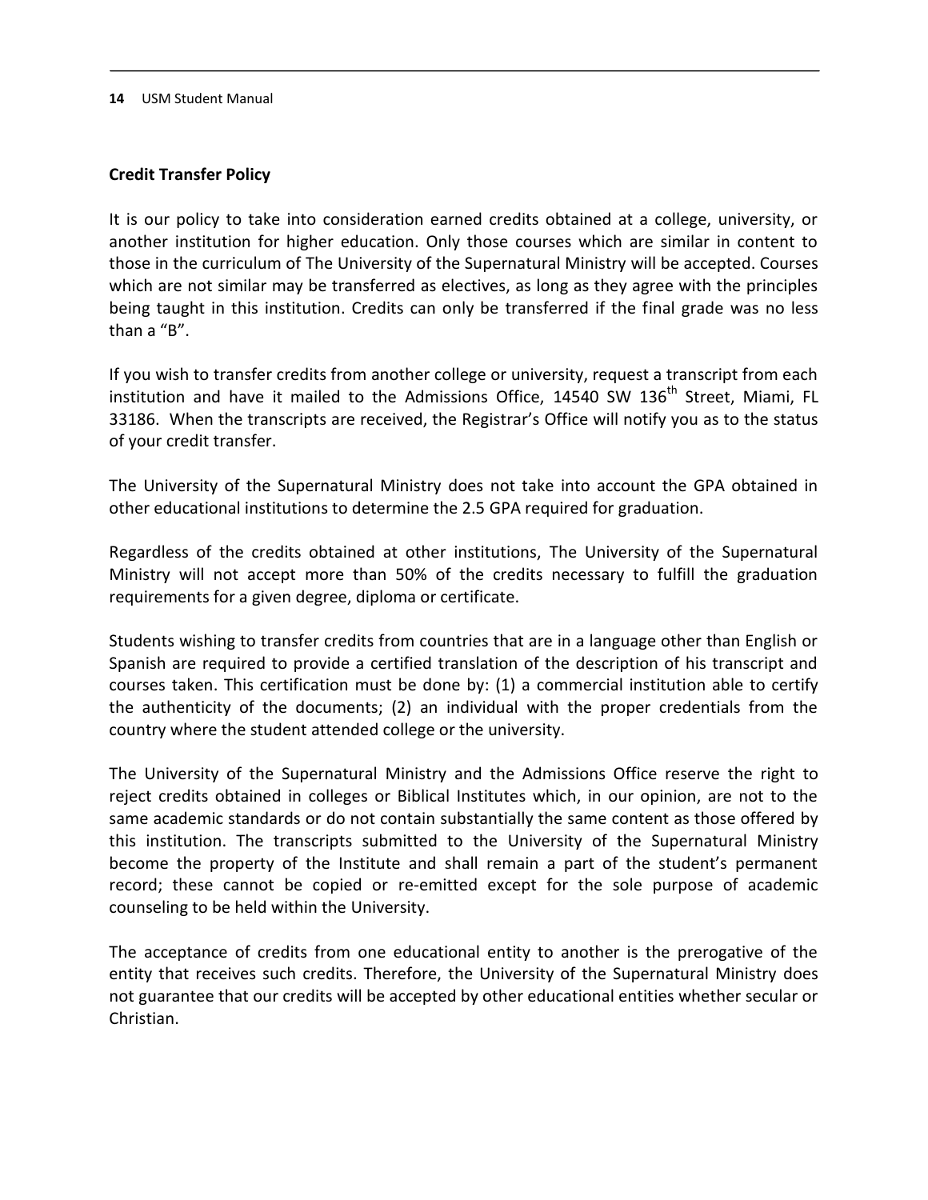## Credit Transfer Policy

It is our policy to take into consideration earned credits obtained at a college, university, or another institution for higher education. Only those courses which are similar in content to those in the curriculum of The University of the Supernatural Ministry will be accepted. Courses which are not similar may be transferred as electives, as long as they agree with the principles being taught in this institution. Credits can only be transferred if the final grade was no less than a "B".

If you wish to transfer credits from another college or university, request a transcript from each institution and have it mailed to the Admissions Office, 14540 SW 136th Street, Miami, FL 33186. When the transcripts are received, the Registrar's Office will notify you as to the status of your credit transfer.

The University of the Supernatural Ministry does not take into account the GPA obtained in other educational institutions to determine the 2.5 GPA required for graduation.

Regardless of the credits obtained at other institutions, The University of the Supernatural Ministry will not accept more than 50% of the credits necessary to fulfill the graduation requirements for a given degree, diploma or certificate.

Students wishing to transfer credits from countries that are in a language other than English or Spanish are required to provide a certified translation of the description of his transcript and courses taken. This certification must be done by: (1) a commercial institution able to certify the authenticity of the documents; (2) an individual with the proper credentials from the country where the student attended college or the university.

The University of the Supernatural Ministry and the Admissions Office reserve the right to reject credits obtained in colleges or Biblical Institutes which, in our opinion, are not to the same academic standards or do not contain substantially the same content as those offered by this institution. The transcripts submitted to the University of the Supernatural Ministry become the property of the Institute and shall remain a part of the student's permanent record; these cannot be copied or re-emitted except for the sole purpose of academic counseling to be held within the University.

The acceptance of credits from one educational entity to another is the prerogative of the entity that receives such credits. Therefore, the University of the Supernatural Ministry does not guarantee that our credits will be accepted by other educational entities whether secular or Christian.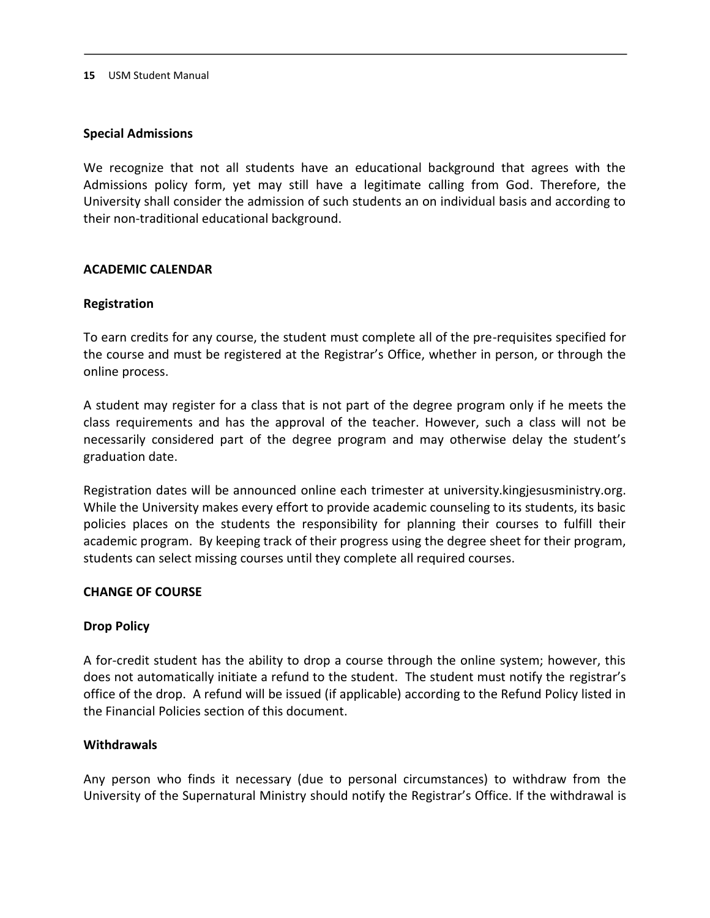### Special Admissions

We recognize that not all students have an educational background that agrees with the Admissions policy form, yet may still have a legitimate calling from God. Therefore, the University shall consider the admission of such students an on individual basis and according to their non-traditional educational background.

## ACADEMIC CALENDAR

### Registration

To earn credits for any course, the student must complete all of the pre-requisites specified for the course and must be registered at the Registrar's Office, whether in person, or through the online process.

A student may register for a class that is not part of the degree program only if he meets the class requirements and has the approval of the teacher. However, such a class will not be necessarily considered part of the degree program and may otherwise delay the student's graduation date.

Registration dates will be announced online each trimester at university.kingjesusministry.org. While the University makes every effort to provide academic counseling to its students, its basic policies places on the students the responsibility for planning their courses to fulfill their academic program. By keeping track of their progress using the degree sheet for their program, students can select missing courses until they complete all required courses.

## CHANGE OF COURSE

### Drop Policy

A for-credit student has the ability to drop a course through the online system; however, this does not automatically initiate a refund to the student. The student must notify the registrar's office of the drop. A refund will be issued (if applicable) according to the Refund Policy listed in the Financial Policies section of this document.

### Withdrawals

Any person who finds it necessary (due to personal circumstances) to withdraw from the University of the Supernatural Ministry should notify the Registrar's Office. If the withdrawal is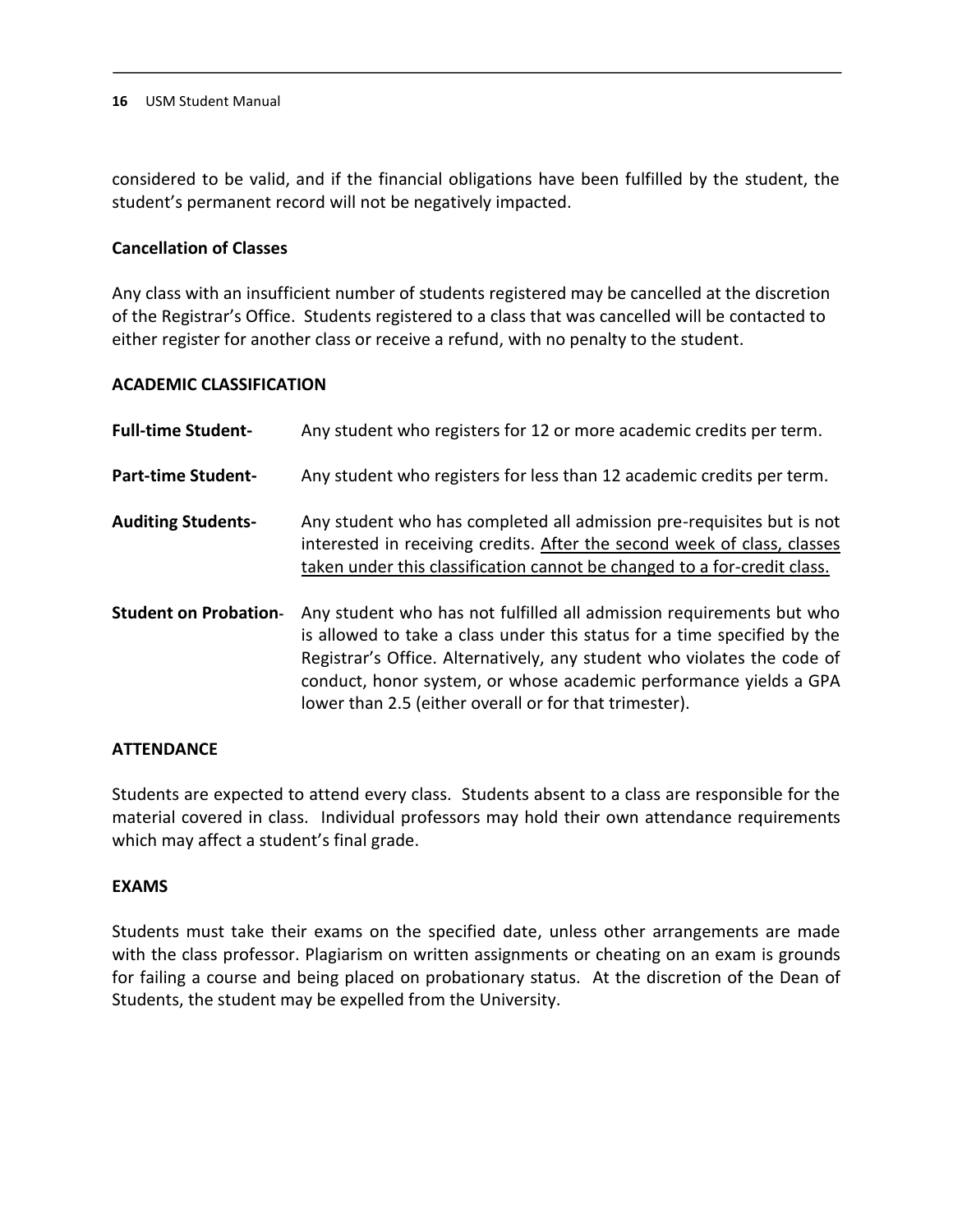considered to be valid, and if the financial obligations have been fulfilled by the student, the student's permanent record will not be negatively impacted.

**Cancellation of Classes**

Any class with an insufficient number of students registered may be cancelled at the discretion of the Registrar's Office. Students registered to a class that was cancelled will be contacted to either register for another class or receive a refund, with no penalty to the student.

**ACADEMIC CLASSIFICATION**

**Full-time Student-** Any student who registers for 12 or more academic credits per term.

**Part-time Student-** Any student who registers for less than 12 academic credits per term.

**Auditing Students-** Any student who has completed all admission pre-requisites but is not interested in receiving credits. <u>After the second week of class, classes taken under this classification cannot be changed to a for-credit class.</u>

**Student on Probation-** Any student who has not fulfilled all admission requirements but who is allowed to take a class under this status for a time specified by the Registrar's Office. Alternatively, any student who violates the code of conduct, honor system, or whose academic performance yields a GPA lower than 2.5 (either overall or for that trimester).

**ATTENDANCE**

Students are expected to attend every class. Students absent to a class are responsible for the material covered in class. Individual professors may hold their own attendance requirements which may affect a student's final grade.

**EXAMS**

Students must take their exams on the specified date, unless other arrangements are made with the class professor. Plagiarism on written assignments or cheating on an exam is grounds for failing a course and being placed on probationary status. At the discretion of the Dean of Students, the student may be expelled from the University.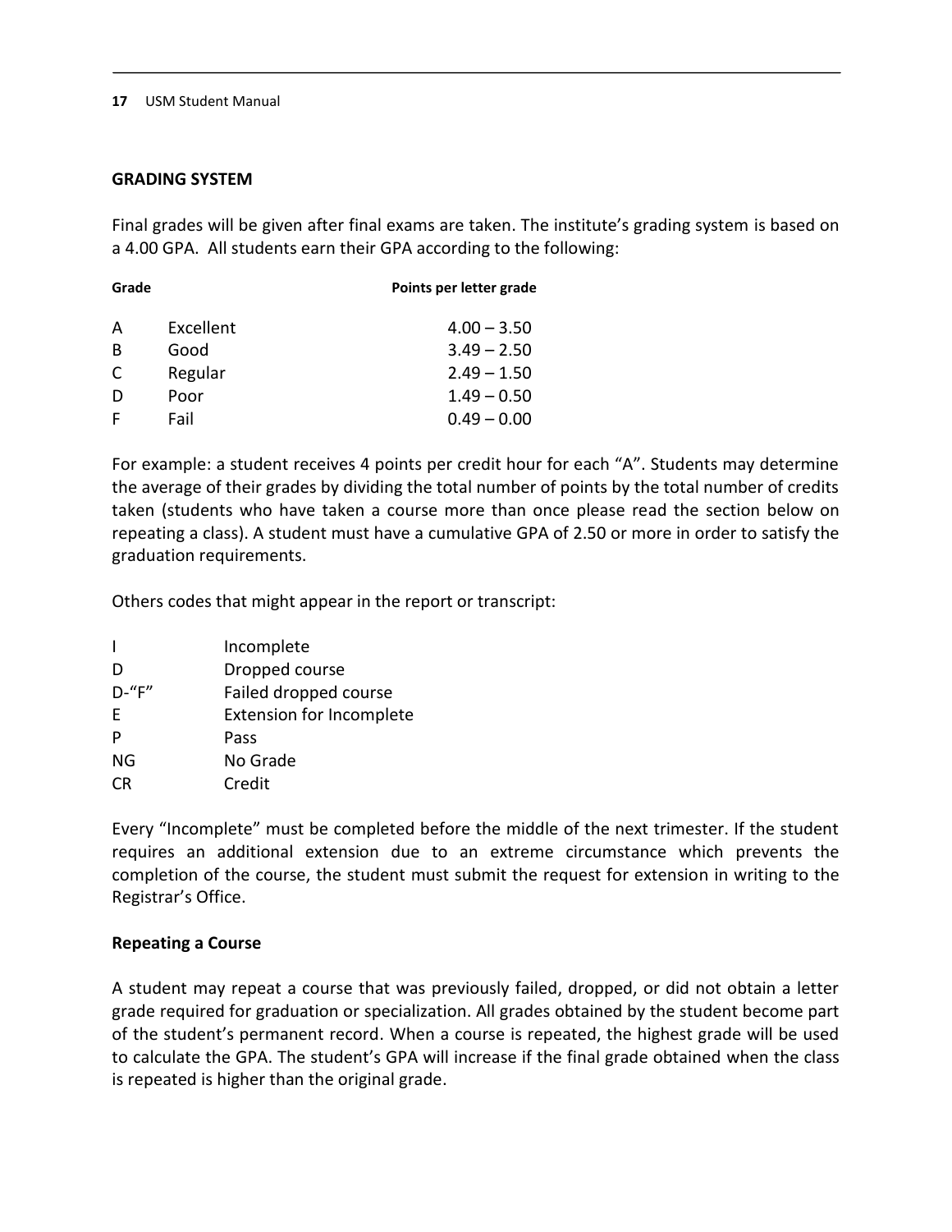## GRADING SYSTEM

Final grades will be given after final exams are taken. The institute's grading system is based on a 4.00 GPA. All students earn their GPA according to the following:

| Grade | | Points per letter grade |
|---|---|---|
| A | Excellent | 4.00 – 3.50 |
| B | Good | 3.49 – 2.50 |
| C | Regular | 2.49 – 1.50 |
| D | Poor | 1.49 – 0.50 |
| F | Fail | 0.49 – 0.00 |

For example: a student receives 4 points per credit hour for each "A". Students may determine the average of their grades by dividing the total number of points by the total number of credits taken (students who have taken a course more than once please read the section below on repeating a class). A student must have a cumulative GPA of 2.50 or more in order to satisfy the graduation requirements.

Others codes that might appear in the report or transcript:

| | |
|---|---|
| I | Incomplete |
| D | Dropped course |
| D-"F" | Failed dropped course |
| E | Extension for Incomplete |
| P | Pass |
| NG | No Grade |
| CR | Credit |

Every "Incomplete" must be completed before the middle of the next trimester. If the student requires an additional extension due to an extreme circumstance which prevents the completion of the course, the student must submit the request for extension in writing to the Registrar's Office.

### Repeating a Course

A student may repeat a course that was previously failed, dropped, or did not obtain a letter grade required for graduation or specialization. All grades obtained by the student become part of the student's permanent record. When a course is repeated, the highest grade will be used to calculate the GPA. The student's GPA will increase if the final grade obtained when the class is repeated is higher than the original grade.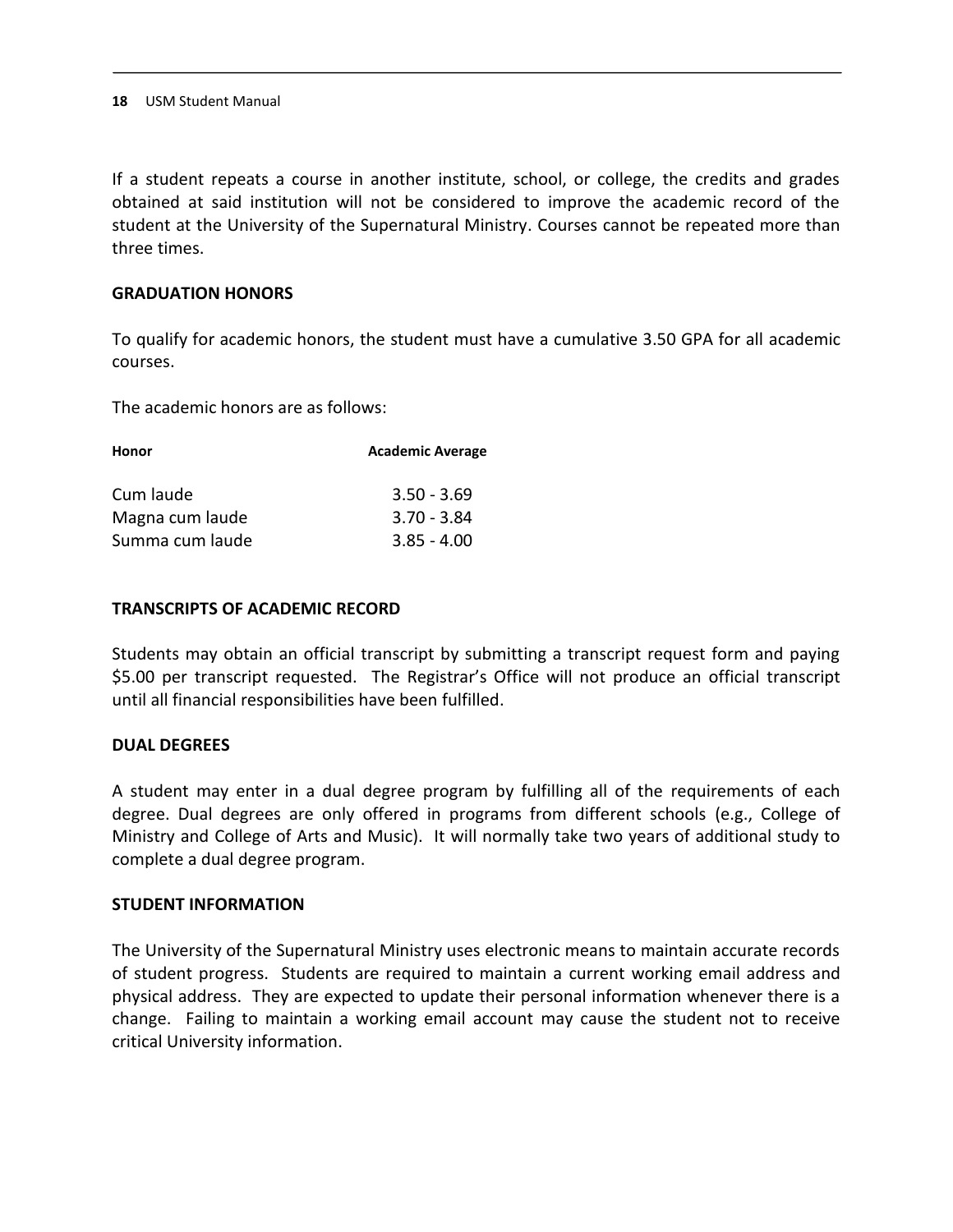If a student repeats a course in another institute, school, or college, the credits and grades obtained at said institution will not be considered to improve the academic record of the student at the University of the Supernatural Ministry. Courses cannot be repeated more than three times.

## GRADUATION HONORS

To qualify for academic honors, the student must have a cumulative 3.50 GPA for all academic courses.

The academic honors are as follows:

| Honor | Academic Average |
|---|---|
| Cum laude | 3.50 - 3.69 |
| Magna cum laude | 3.70 - 3.84 |
| Summa cum laude | 3.85 - 4.00 |

## TRANSCRIPTS OF ACADEMIC RECORD

Students may obtain an official transcript by submitting a transcript request form and paying $5.00 per transcript requested. The Registrar's Office will not produce an official transcript until all financial responsibilities have been fulfilled.

## DUAL DEGREES

A student may enter in a dual degree program by fulfilling all of the requirements of each degree. Dual degrees are only offered in programs from different schools (e.g., College of Ministry and College of Arts and Music). It will normally take two years of additional study to complete a dual degree program.

## STUDENT INFORMATION

The University of the Supernatural Ministry uses electronic means to maintain accurate records of student progress. Students are required to maintain a current working email address and physical address. They are expected to update their personal information whenever there is a change. Failing to maintain a working email account may cause the student not to receive critical University information.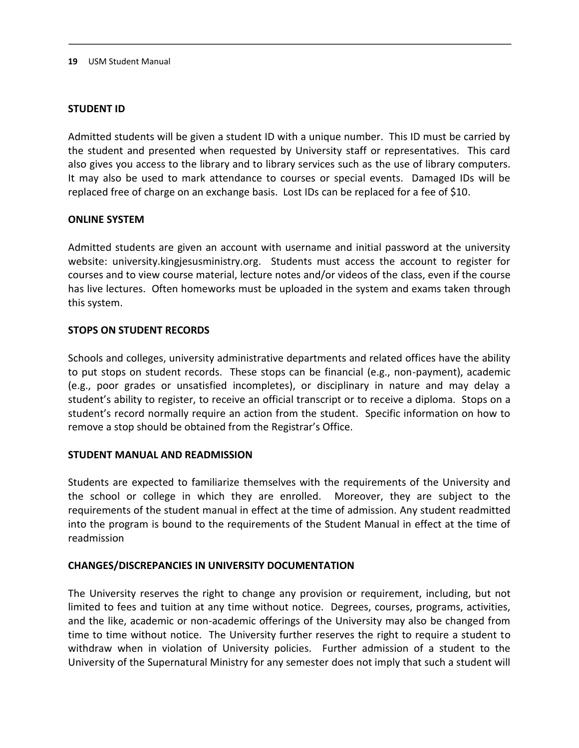### STUDENT ID

Admitted students will be given a student ID with a unique number. This ID must be carried by the student and presented when requested by University staff or representatives. This card also gives you access to the library and to library services such as the use of library computers. It may also be used to mark attendance to courses or special events. Damaged IDs will be replaced free of charge on an exchange basis. Lost IDs can be replaced for a fee of $10.

### ONLINE SYSTEM

Admitted students are given an account with username and initial password at the university website: university.kingjesusministry.org. Students must access the account to register for courses and to view course material, lecture notes and/or videos of the class, even if the course has live lectures. Often homeworks must be uploaded in the system and exams taken through this system.

### STOPS ON STUDENT RECORDS

Schools and colleges, university administrative departments and related offices have the ability to put stops on student records. These stops can be financial (e.g., non-payment), academic (e.g., poor grades or unsatisfied incompletes), or disciplinary in nature and may delay a student's ability to register, to receive an official transcript or to receive a diploma. Stops on a student's record normally require an action from the student. Specific information on how to remove a stop should be obtained from the Registrar's Office.

### STUDENT MANUAL AND READMISSION

Students are expected to familiarize themselves with the requirements of the University and the school or college in which they are enrolled. Moreover, they are subject to the requirements of the student manual in effect at the time of admission. Any student readmitted into the program is bound to the requirements of the Student Manual in effect at the time of readmission

### CHANGES/DISCREPANCIES IN UNIVERSITY DOCUMENTATION

The University reserves the right to change any provision or requirement, including, but not limited to fees and tuition at any time without notice. Degrees, courses, programs, activities, and the like, academic or non-academic offerings of the University may also be changed from time to time without notice. The University further reserves the right to require a student to withdraw when in violation of University policies. Further admission of a student to the University of the Supernatural Ministry for any semester does not imply that such a student will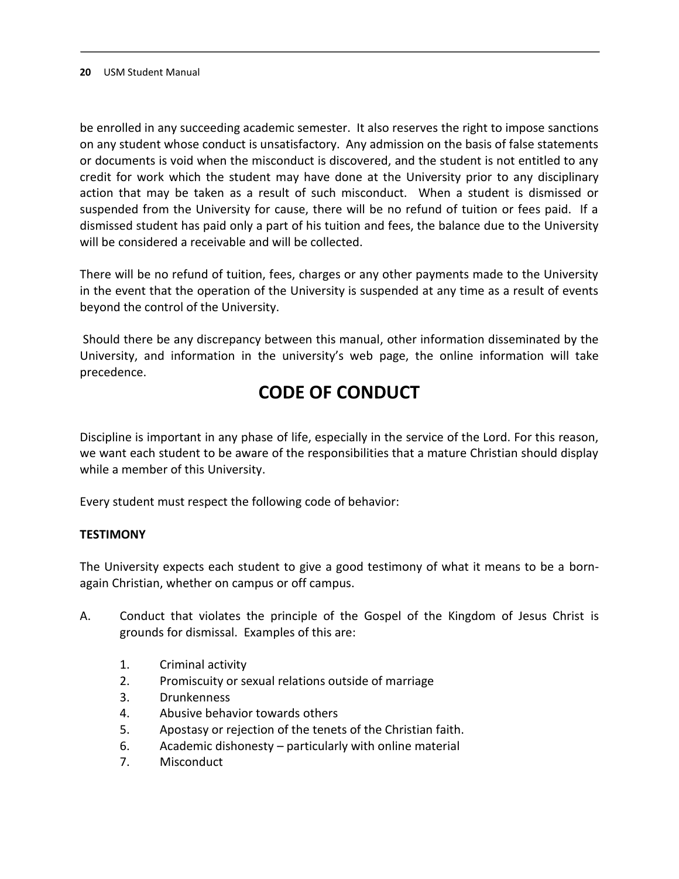be enrolled in any succeeding academic semester. It also reserves the right to impose sanctions on any student whose conduct is unsatisfactory. Any admission on the basis of false statements or documents is void when the misconduct is discovered, and the student is not entitled to any credit for work which the student may have done at the University prior to any disciplinary action that may be taken as a result of such misconduct. When a student is dismissed or suspended from the University for cause, there will be no refund of tuition or fees paid. If a dismissed student has paid only a part of his tuition and fees, the balance due to the University will be considered a receivable and will be collected.

There will be no refund of tuition, fees, charges or any other payments made to the University in the event that the operation of the University is suspended at any time as a result of events beyond the control of the University.

Should there be any discrepancy between this manual, other information disseminated by the University, and information in the university's web page, the online information will take precedence.

# CODE OF CONDUCT

Discipline is important in any phase of life, especially in the service of the Lord. For this reason, we want each student to be aware of the responsibilities that a mature Christian should display while a member of this University.

Every student must respect the following code of behavior:

**TESTIMONY**

The University expects each student to give a good testimony of what it means to be a born-again Christian, whether on campus or off campus.

A. Conduct that violates the principle of the Gospel of the Kingdom of Jesus Christ is grounds for dismissal. Examples of this are:

1. Criminal activity
2. Promiscuity or sexual relations outside of marriage
3. Drunkenness
4. Abusive behavior towards others
5. Apostasy or rejection of the tenets of the Christian faith.
6. Academic dishonesty – particularly with online material
7. Misconduct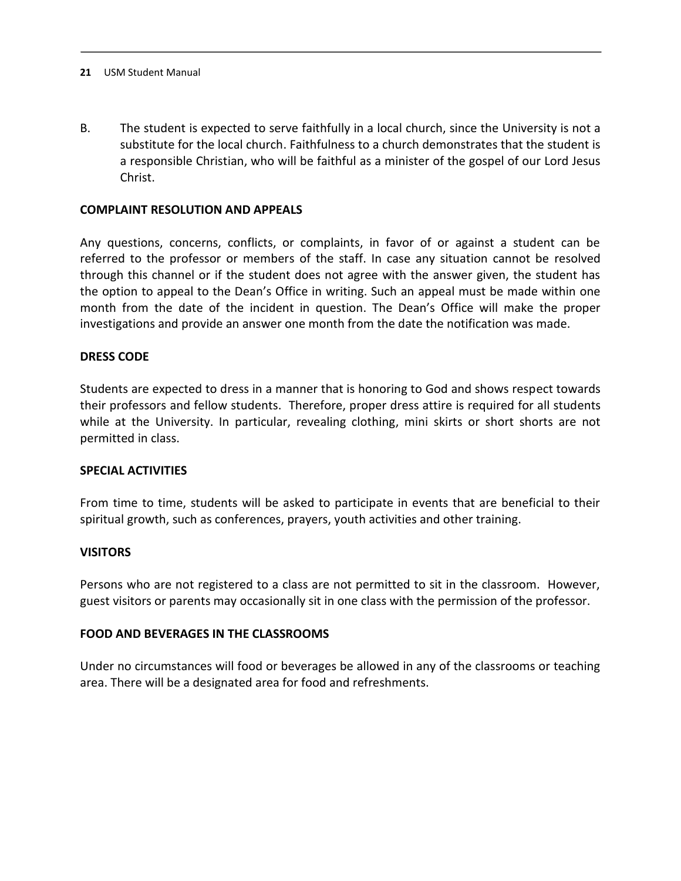B. The student is expected to serve faithfully in a local church, since the University is not a substitute for the local church. Faithfulness to a church demonstrates that the student is a responsible Christian, who will be faithful as a minister of the gospel of our Lord Jesus Christ.

**COMPLAINT RESOLUTION AND APPEALS**

Any questions, concerns, conflicts, or complaints, in favor of or against a student can be referred to the professor or members of the staff. In case any situation cannot be resolved through this channel or if the student does not agree with the answer given, the student has the option to appeal to the Dean's Office in writing. Such an appeal must be made within one month from the date of the incident in question. The Dean's Office will make the proper investigations and provide an answer one month from the date the notification was made.

**DRESS CODE**

Students are expected to dress in a manner that is honoring to God and shows respect towards their professors and fellow students. Therefore, proper dress attire is required for all students while at the University. In particular, revealing clothing, mini skirts or short shorts are not permitted in class.

**SPECIAL ACTIVITIES**

From time to time, students will be asked to participate in events that are beneficial to their spiritual growth, such as conferences, prayers, youth activities and other training.

**VISITORS**

Persons who are not registered to a class are not permitted to sit in the classroom. However, guest visitors or parents may occasionally sit in one class with the permission of the professor.

**FOOD AND BEVERAGES IN THE CLASSROOMS**

Under no circumstances will food or beverages be allowed in any of the classrooms or teaching area. There will be a designated area for food and refreshments.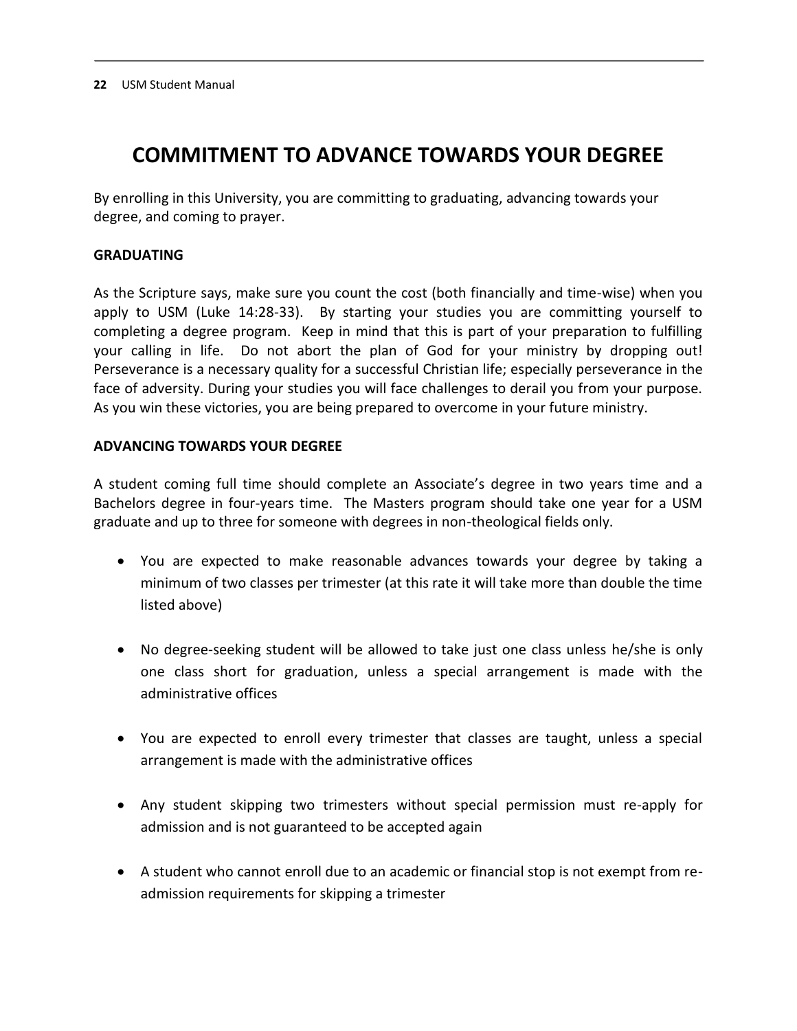# COMMITMENT TO ADVANCE TOWARDS YOUR DEGREE

By enrolling in this University, you are committing to graduating, advancing towards your degree, and coming to prayer.

**GRADUATING**

As the Scripture says, make sure you count the cost (both financially and time-wise) when you apply to USM (Luke 14:28-33). By starting your studies you are committing yourself to completing a degree program. Keep in mind that this is part of your preparation to fulfilling your calling in life. Do not abort the plan of God for your ministry by dropping out! Perseverance is a necessary quality for a successful Christian life; especially perseverance in the face of adversity. During your studies you will face challenges to derail you from your purpose. As you win these victories, you are being prepared to overcome in your future ministry.

**ADVANCING TOWARDS YOUR DEGREE**

A student coming full time should complete an Associate's degree in two years time and a Bachelors degree in four-years time. The Masters program should take one year for a USM graduate and up to three for someone with degrees in non-theological fields only.

- You are expected to make reasonable advances towards your degree by taking a minimum of two classes per trimester (at this rate it will take more than double the time listed above)
- No degree-seeking student will be allowed to take just one class unless he/she is only one class short for graduation, unless a special arrangement is made with the administrative offices
- You are expected to enroll every trimester that classes are taught, unless a special arrangement is made with the administrative offices
- Any student skipping two trimesters without special permission must re-apply for admission and is not guaranteed to be accepted again
- A student who cannot enroll due to an academic or financial stop is not exempt from re-admission requirements for skipping a trimester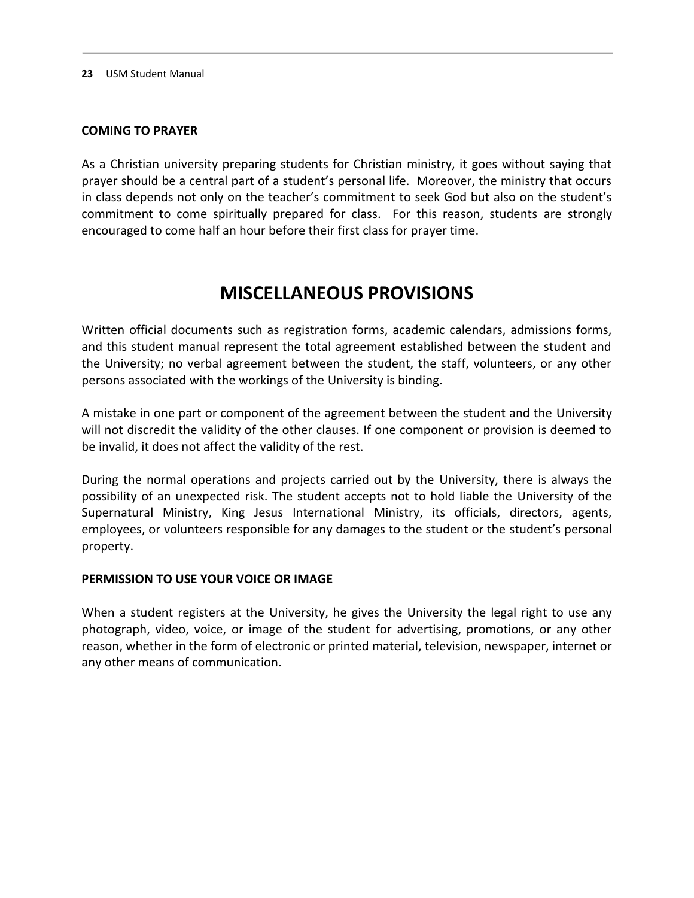### COMING TO PRAYER

As a Christian university preparing students for Christian ministry, it goes without saying that prayer should be a central part of a student's personal life. Moreover, the ministry that occurs in class depends not only on the teacher's commitment to seek God but also on the student's commitment to come spiritually prepared for class. For this reason, students are strongly encouraged to come half an hour before their first class for prayer time.

## MISCELLANEOUS PROVISIONS

Written official documents such as registration forms, academic calendars, admissions forms, and this student manual represent the total agreement established between the student and the University; no verbal agreement between the student, the staff, volunteers, or any other persons associated with the workings of the University is binding.

A mistake in one part or component of the agreement between the student and the University will not discredit the validity of the other clauses. If one component or provision is deemed to be invalid, it does not affect the validity of the rest.

During the normal operations and projects carried out by the University, there is always the possibility of an unexpected risk. The student accepts not to hold liable the University of the Supernatural Ministry, King Jesus International Ministry, its officials, directors, agents, employees, or volunteers responsible for any damages to the student or the student's personal property.

### PERMISSION TO USE YOUR VOICE OR IMAGE

When a student registers at the University, he gives the University the legal right to use any photograph, video, voice, or image of the student for advertising, promotions, or any other reason, whether in the form of electronic or printed material, television, newspaper, internet or any other means of communication.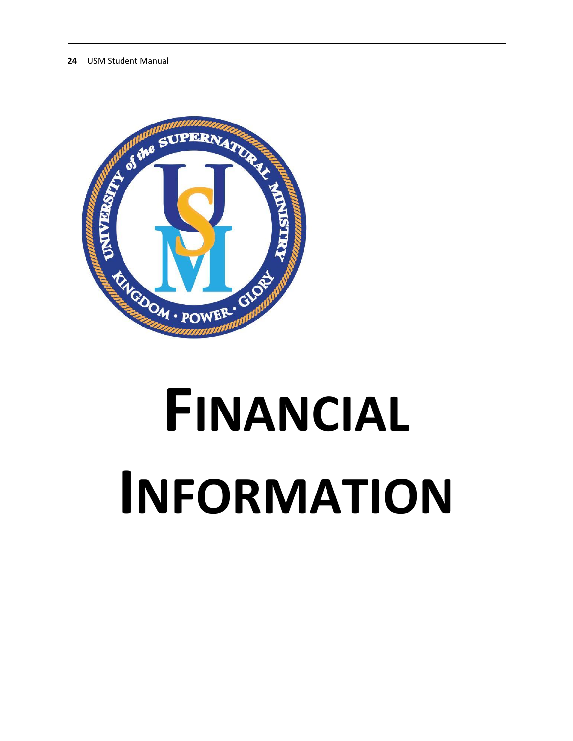# FINANCIAL INFORMATION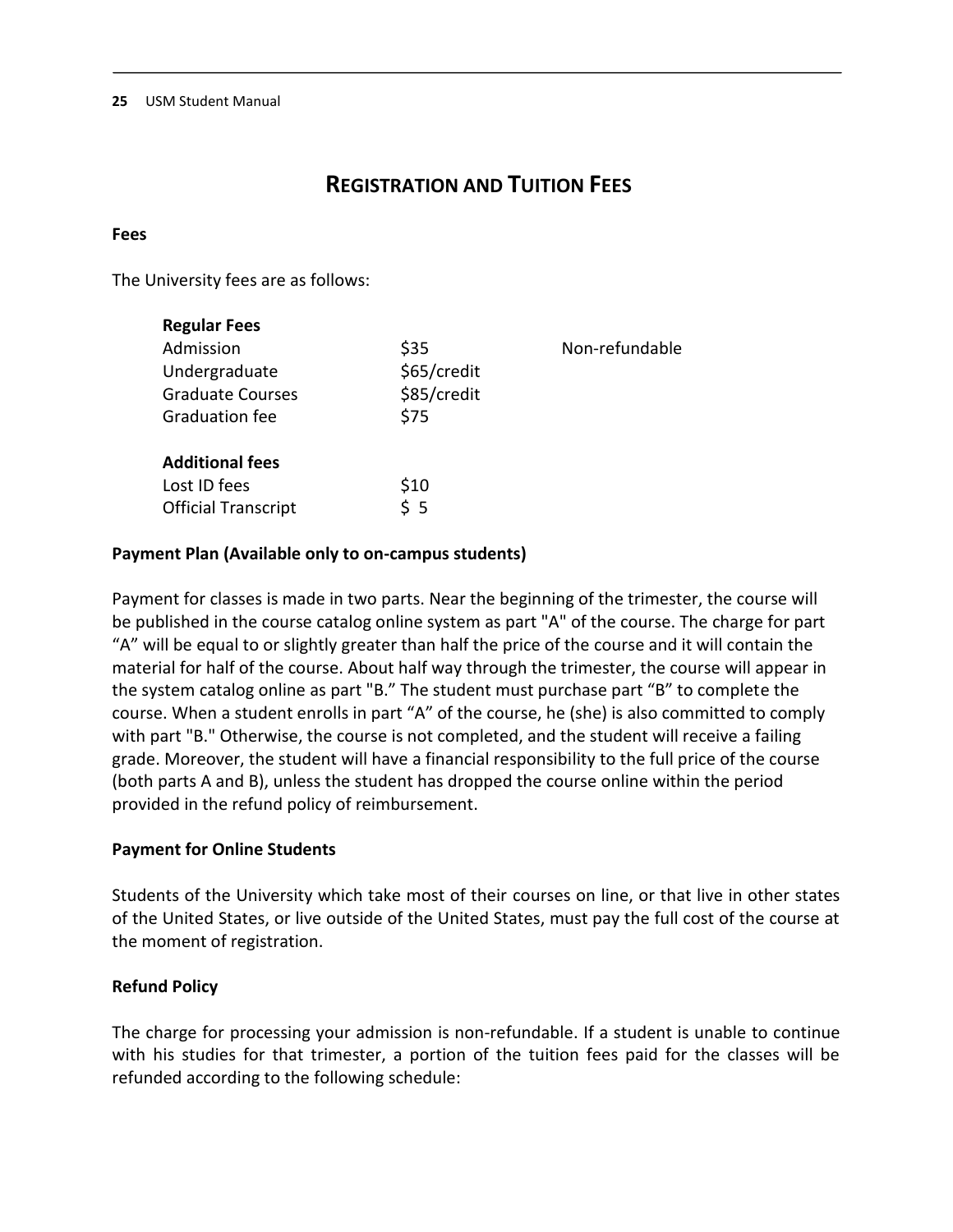# REGISTRATION AND TUITION FEES

**Fees**

The University fees are as follows:

| **Regular Fees** | | |
|---|---|---|
| Admission | $35 | Non-refundable |
| Undergraduate | $65/credit | |
| Graduate Courses | $85/credit | |
| Graduation fee | $75 | |
| **Additional fees** | | |
| Lost ID fees | $10 | |
| Official Transcript | $ 5 | |

**Payment Plan (Available only to on-campus students)**

Payment for classes is made in two parts. Near the beginning of the trimester, the course will be published in the course catalog online system as part "A" of the course. The charge for part "A" will be equal to or slightly greater than half the price of the course and it will contain the material for half of the course. About half way through the trimester, the course will appear in the system catalog online as part "B." The student must purchase part "B" to complete the course. When a student enrolls in part "A" of the course, he (she) is also committed to comply with part "B." Otherwise, the course is not completed, and the student will receive a failing grade. Moreover, the student will have a financial responsibility to the full price of the course (both parts A and B), unless the student has dropped the course online within the period provided in the refund policy of reimbursement.

**Payment for Online Students**

Students of the University which take most of their courses on line, or that live in other states of the United States, or live outside of the United States, must pay the full cost of the course at the moment of registration.

**Refund Policy**

The charge for processing your admission is non-refundable. If a student is unable to continue with his studies for that trimester, a portion of the tuition fees paid for the classes will be refunded according to the following schedule: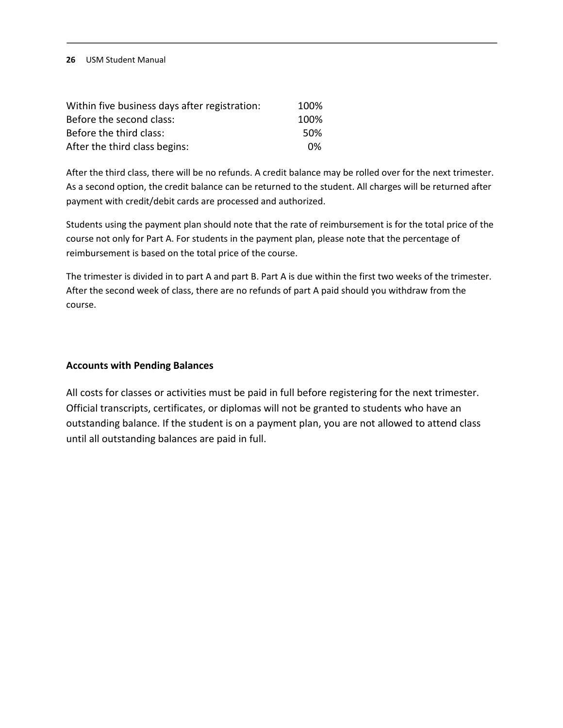| | |
|---|---|
| Within five business days after registration: | 100% |
| Before the second class: | 100% |
| Before the third class: | 50% |
| After the third class begins: | 0% |

After the third class, there will be no refunds. A credit balance may be rolled over for the next trimester. As a second option, the credit balance can be returned to the student. All charges will be returned after payment with credit/debit cards are processed and authorized.

Students using the payment plan should note that the rate of reimbursement is for the total price of the course not only for Part A. For students in the payment plan, please note that the percentage of reimbursement is based on the total price of the course.

The trimester is divided in to part A and part B. Part A is due within the first two weeks of the trimester. After the second week of class, there are no refunds of part A paid should you withdraw from the course.

**Accounts with Pending Balances**

All costs for classes or activities must be paid in full before registering for the next trimester. Official transcripts, certificates, or diplomas will not be granted to students who have an outstanding balance. If the student is on a payment plan, you are not allowed to attend class until all outstanding balances are paid in full.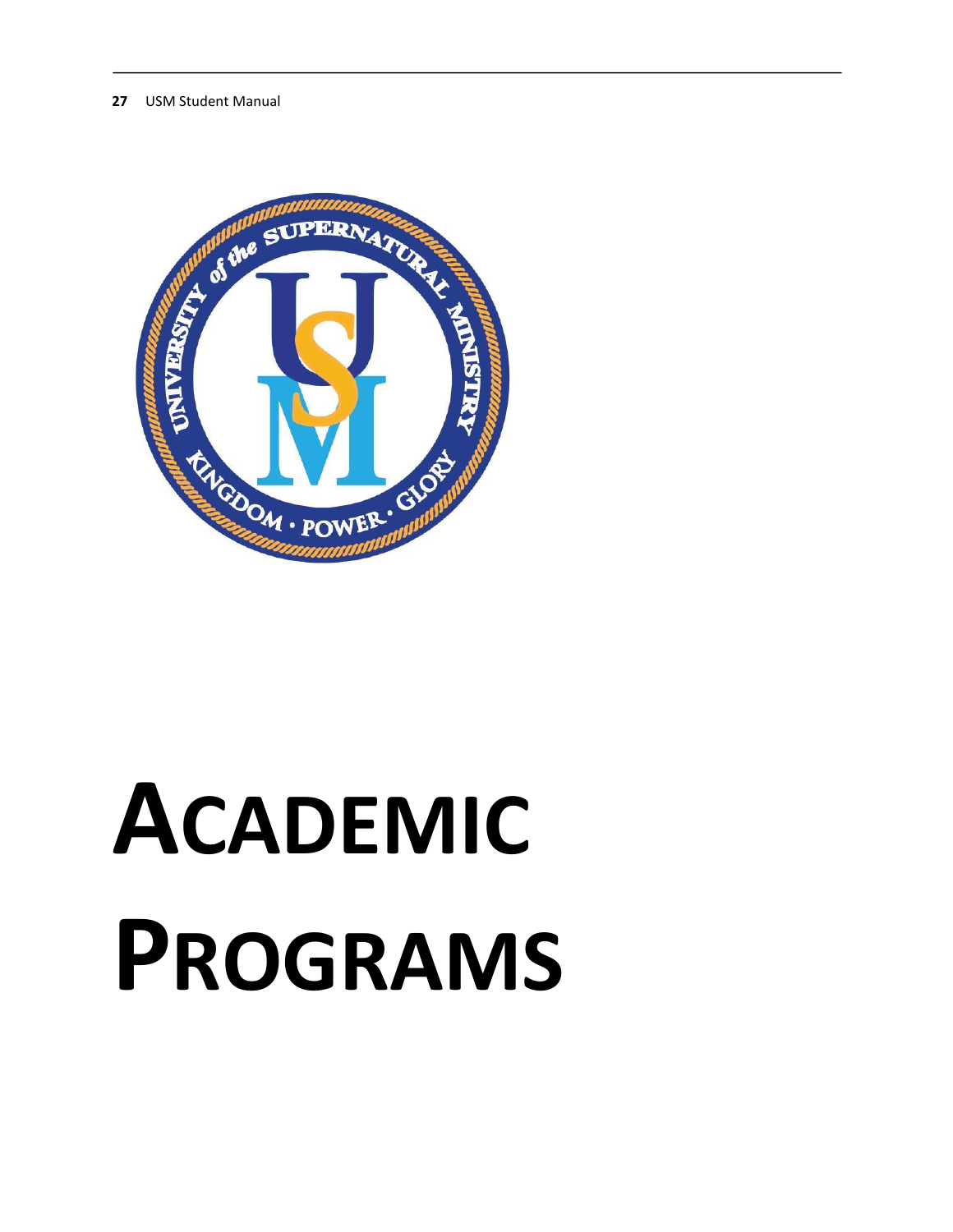# ACADEMIC PROGRAMS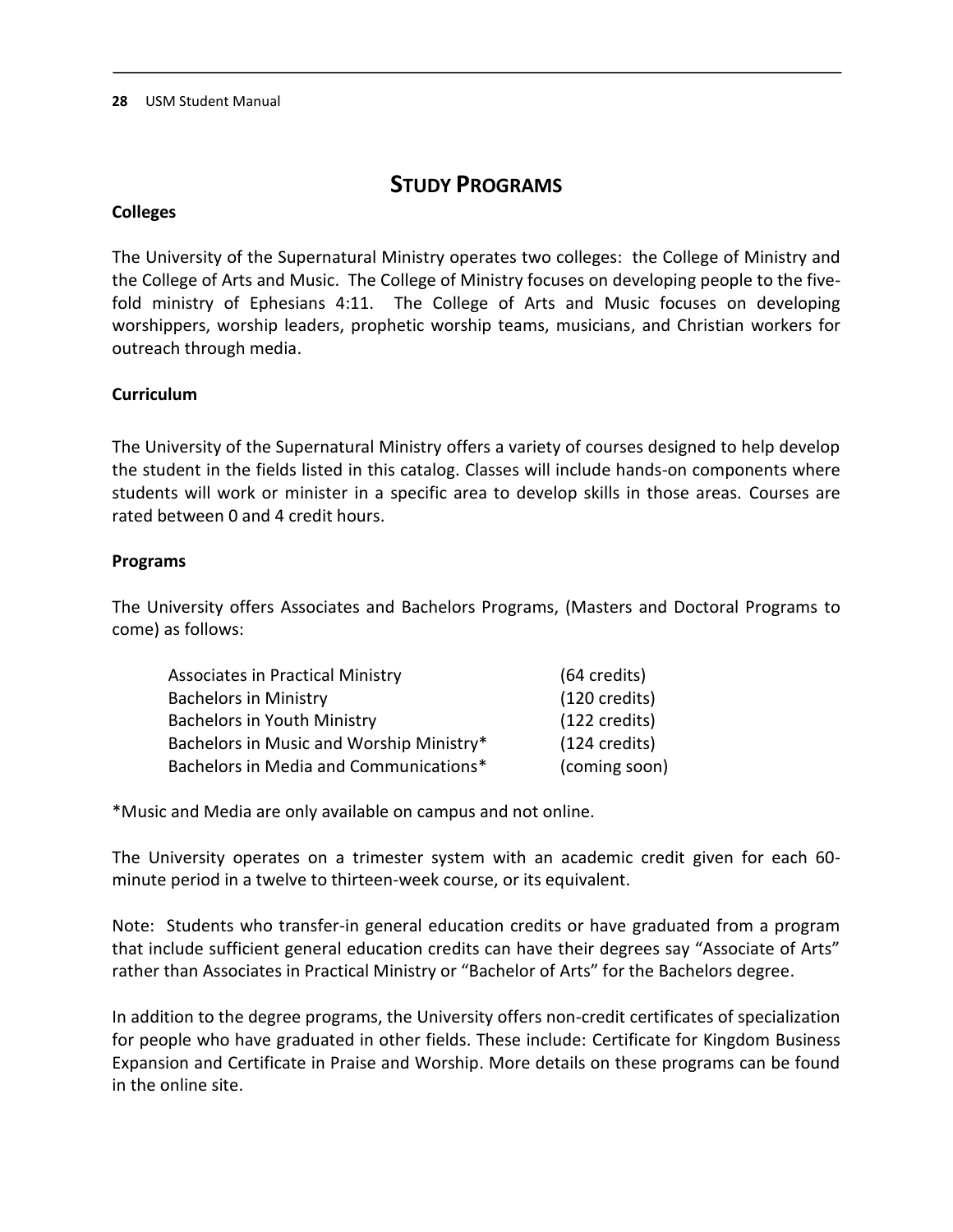# STUDY PROGRAMS

**Colleges**

The University of the Supernatural Ministry operates two colleges: the College of Ministry and the College of Arts and Music. The College of Ministry focuses on developing people to the five-fold ministry of Ephesians 4:11. The College of Arts and Music focuses on developing worshippers, worship leaders, prophetic worship teams, musicians, and Christian workers for outreach through media.

**Curriculum**

The University of the Supernatural Ministry offers a variety of courses designed to help develop the student in the fields listed in this catalog. Classes will include hands-on components where students will work or minister in a specific area to develop skills in those areas. Courses are rated between 0 and 4 credit hours.

**Programs**

The University offers Associates and Bachelors Programs, (Masters and Doctoral Programs to come) as follows:

| Program | Credits |
| --- | --- |
| Associates in Practical Ministry | (64 credits) |
| Bachelors in Ministry | (120 credits) |
| Bachelors in Youth Ministry | (122 credits) |
| Bachelors in Music and Worship Ministry* | (124 credits) |
| Bachelors in Media and Communications* | (coming soon) |

*Music and Media are only available on campus and not online.

The University operates on a trimester system with an academic credit given for each 60-minute period in a twelve to thirteen-week course, or its equivalent.

Note: Students who transfer-in general education credits or have graduated from a program that include sufficient general education credits can have their degrees say "Associate of Arts" rather than Associates in Practical Ministry or "Bachelor of Arts" for the Bachelors degree.

In addition to the degree programs, the University offers non-credit certificates of specialization for people who have graduated in other fields. These include: Certificate for Kingdom Business Expansion and Certificate in Praise and Worship. More details on these programs can be found in the online site.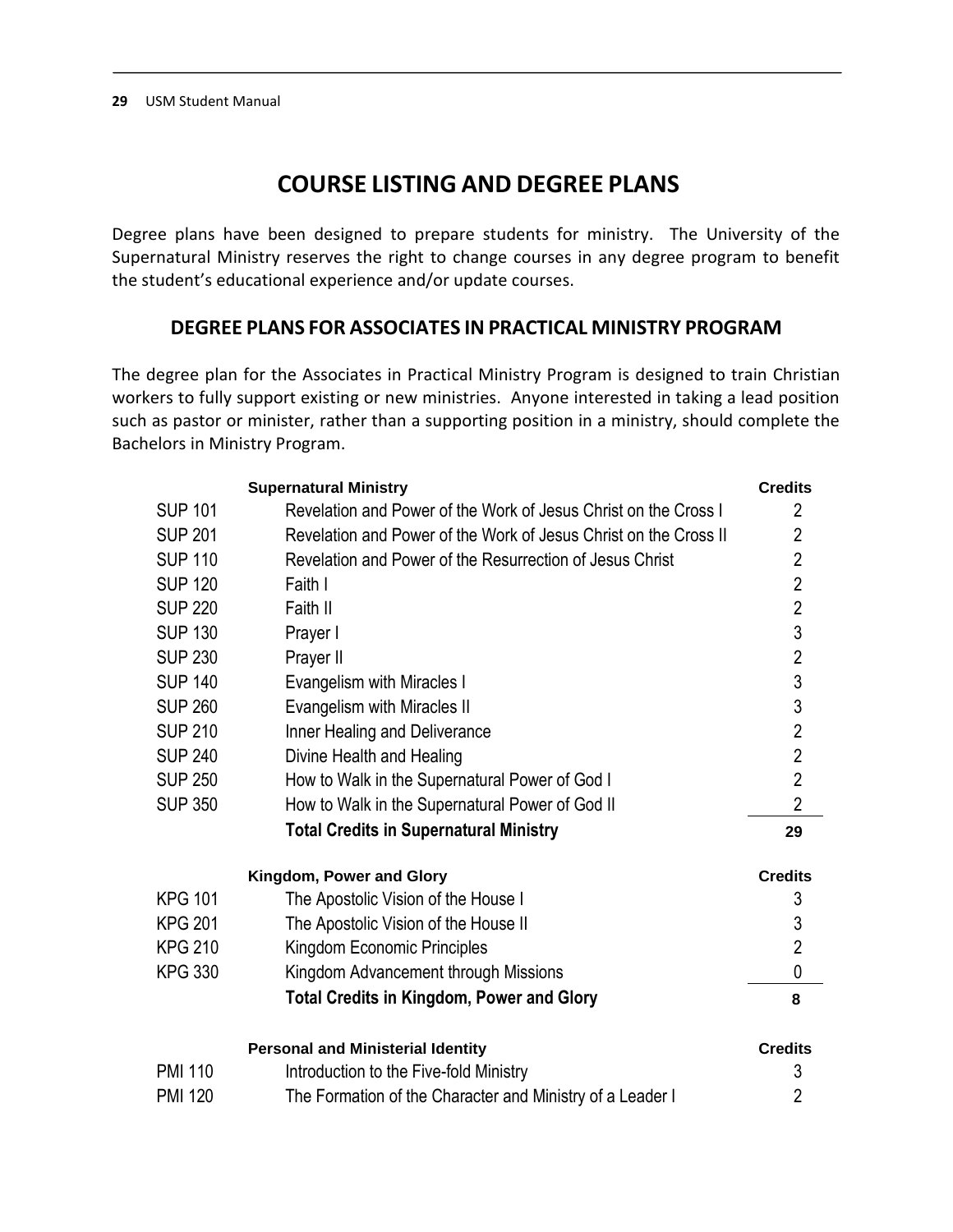# COURSE LISTING AND DEGREE PLANS

Degree plans have been designed to prepare students for ministry. The University of the Supernatural Ministry reserves the right to change courses in any degree program to benefit the student's educational experience and/or update courses.

## DEGREE PLANS FOR ASSOCIATES IN PRACTICAL MINISTRY PROGRAM

The degree plan for the Associates in Practical Ministry Program is designed to train Christian workers to fully support existing or new ministries. Anyone interested in taking a lead position such as pastor or minister, rather than a supporting position in a ministry, should complete the Bachelors in Ministry Program.

| | Supernatural Ministry | Credits |
|---|---|---|
| SUP 101 | Revelation and Power of the Work of Jesus Christ on the Cross I | 2 |
| SUP 201 | Revelation and Power of the Work of Jesus Christ on the Cross II | 2 |
| SUP 110 | Revelation and Power of the Resurrection of Jesus Christ | 2 |
| SUP 120 | Faith I | 2 |
| SUP 220 | Faith II | 2 |
| SUP 130 | Prayer I | 3 |
| SUP 230 | Prayer II | 2 |
| SUP 140 | Evangelism with Miracles I | 3 |
| SUP 260 | Evangelism with Miracles II | 3 |
| SUP 210 | Inner Healing and Deliverance | 2 |
| SUP 240 | Divine Health and Healing | 2 |
| SUP 250 | How to Walk in the Supernatural Power of God I | 2 |
| SUP 350 | How to Walk in the Supernatural Power of God II | 2 |
| | **Total Credits in Supernatural Ministry** | **29** |

| | Kingdom, Power and Glory | Credits |
|---|---|---|
| KPG 101 | The Apostolic Vision of the House I | 3 |
| KPG 201 | The Apostolic Vision of the House II | 3 |
| KPG 210 | Kingdom Economic Principles | 2 |
| KPG 330 | Kingdom Advancement through Missions | 0 |
| | **Total Credits in Kingdom, Power and Glory** | **8** |

| | Personal and Ministerial Identity | Credits |
|---|---|---|
| PMI 110 | Introduction to the Five-fold Ministry | 3 |
| PMI 120 | The Formation of the Character and Ministry of a Leader I | 2 |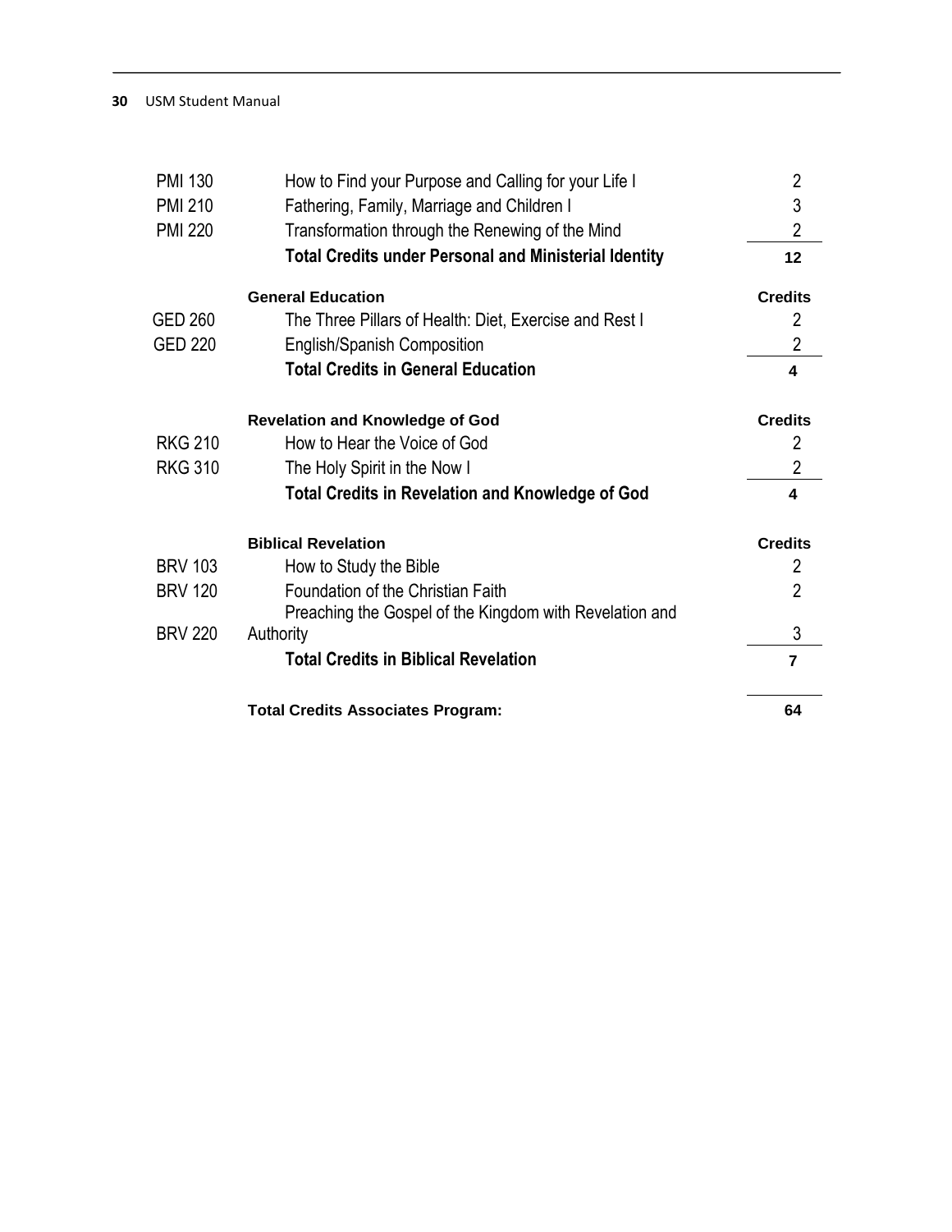| | | |
|---|---|---|
| PMI 130 | How to Find your Purpose and Calling for your Life I | 2 |
| PMI 210 | Fathering, Family, Marriage and Children I | 3 |
| PMI 220 | Transformation through the Renewing of the Mind | 2 |
| | **Total Credits under Personal and Ministerial Identity** | **12** |

| | **General Education** | **Credits** |
|---|---|---|
| GED 260 | The Three Pillars of Health: Diet, Exercise and Rest I | 2 |
| GED 220 | English/Spanish Composition | 2 |
| | **Total Credits in General Education** | **4** |

| | **Revelation and Knowledge of God** | **Credits** |
|---|---|---|
| RKG 210 | How to Hear the Voice of God | 2 |
| RKG 310 | The Holy Spirit in the Now I | 2 |
| | **Total Credits in Revelation and Knowledge of God** | **4** |

| | **Biblical Revelation** | **Credits** |
|---|---|---|
| BRV 103 | How to Study the Bible | 2 |
| BRV 120 | Foundation of the Christian Faith | 2 |
| BRV 220 | Preaching the Gospel of the Kingdom with Revelation and Authority | 3 |
| | **Total Credits in Biblical Revelation** | **7** |

| | | |
|---|---|---|
| | **Total Credits Associates Program:** | **64** |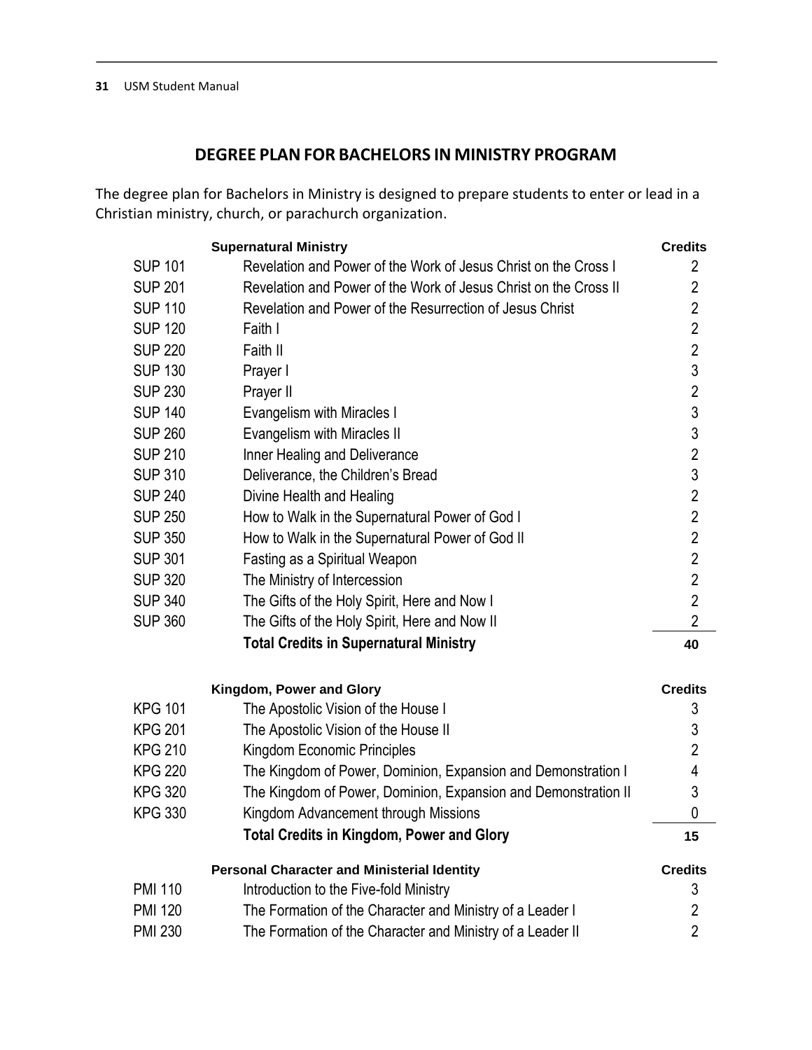## DEGREE PLAN FOR BACHELORS IN MINISTRY PROGRAM

The degree plan for Bachelors in Ministry is designed to prepare students to enter or lead in a Christian ministry, church, or parachurch organization.

| | **Supernatural Ministry** | **Credits** |
|---|---|---|
| SUP 101 | Revelation and Power of the Work of Jesus Christ on the Cross I | 2 |
| SUP 201 | Revelation and Power of the Work of Jesus Christ on the Cross II | 2 |
| SUP 110 | Revelation and Power of the Resurrection of Jesus Christ | 2 |
| SUP 120 | Faith I | 2 |
| SUP 220 | Faith II | 2 |
| SUP 130 | Prayer I | 3 |
| SUP 230 | Prayer II | 2 |
| SUP 140 | Evangelism with Miracles I | 3 |
| SUP 260 | Evangelism with Miracles II | 3 |
| SUP 210 | Inner Healing and Deliverance | 2 |
| SUP 310 | Deliverance, the Children's Bread | 3 |
| SUP 240 | Divine Health and Healing | 2 |
| SUP 250 | How to Walk in the Supernatural Power of God I | 2 |
| SUP 350 | How to Walk in the Supernatural Power of God II | 2 |
| SUP 301 | Fasting as a Spiritual Weapon | 2 |
| SUP 320 | The Ministry of Intercession | 2 |
| SUP 340 | The Gifts of the Holy Spirit, Here and Now I | 2 |
| SUP 360 | The Gifts of the Holy Spirit, Here and Now II | 2 |
| | **Total Credits in Supernatural Ministry** | **40** |

| | **Kingdom, Power and Glory** | **Credits** |
|---|---|---|
| KPG 101 | The Apostolic Vision of the House I | 3 |
| KPG 201 | The Apostolic Vision of the House II | 3 |
| KPG 210 | Kingdom Economic Principles | 2 |
| KPG 220 | The Kingdom of Power, Dominion, Expansion and Demonstration I | 4 |
| KPG 320 | The Kingdom of Power, Dominion, Expansion and Demonstration II | 3 |
| KPG 330 | Kingdom Advancement through Missions | 0 |
| | **Total Credits in Kingdom, Power and Glory** | **15** |

| | **Personal Character and Ministerial Identity** | **Credits** |
|---|---|---|
| PMI 110 | Introduction to the Five-fold Ministry | 3 |
| PMI 120 | The Formation of the Character and Ministry of a Leader I | 2 |
| PMI 230 | The Formation of the Character and Ministry of a Leader II | 2 |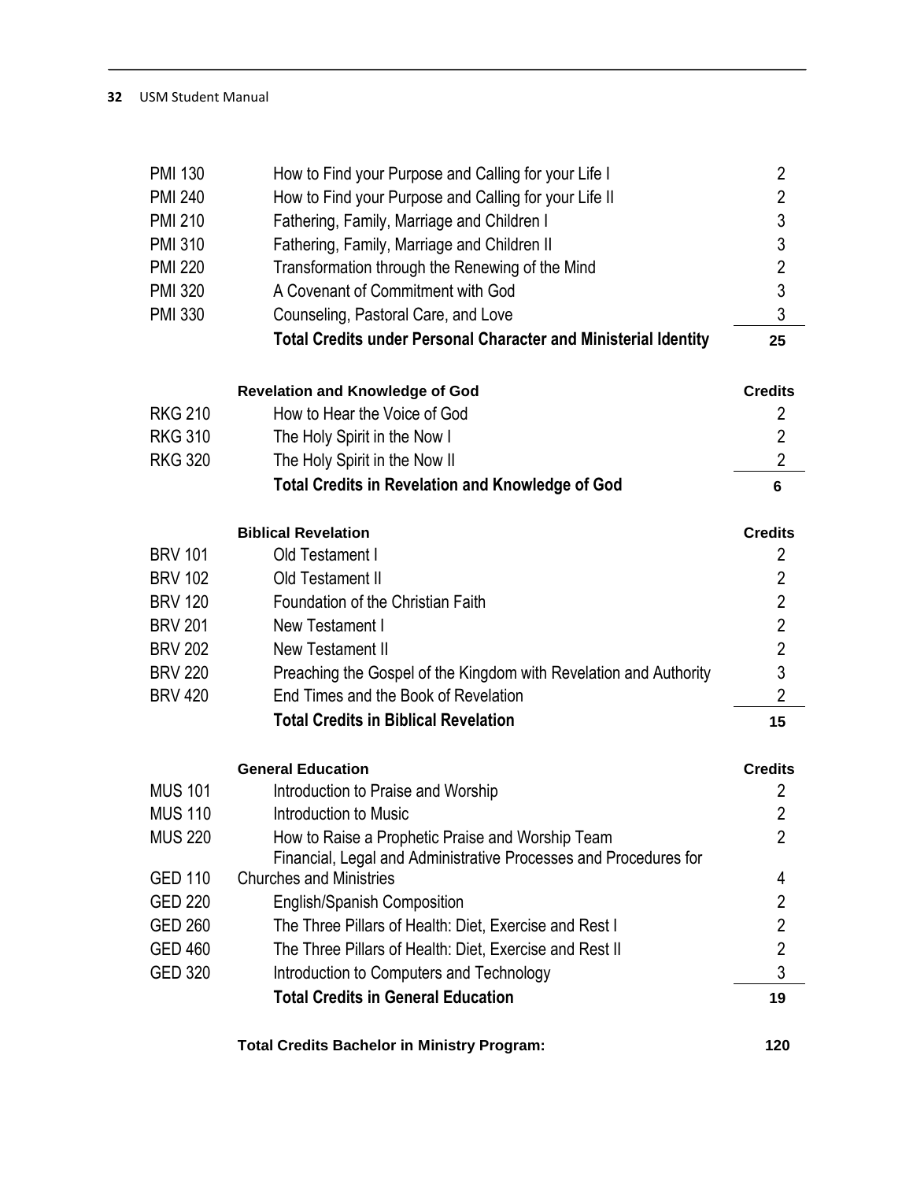| | | |
|---|---|---|
| PMI 130 | How to Find your Purpose and Calling for your Life I | 2 |
| PMI 240 | How to Find your Purpose and Calling for your Life II | 2 |
| PMI 210 | Fathering, Family, Marriage and Children I | 3 |
| PMI 310 | Fathering, Family, Marriage and Children II | 3 |
| PMI 220 | Transformation through the Renewing of the Mind | 2 |
| PMI 320 | A Covenant of Commitment with God | 3 |
| PMI 330 | Counseling, Pastoral Care, and Love | 3 |
| | **Total Credits under Personal Character and Ministerial Identity** | **25** |

| | Revelation and Knowledge of God | Credits |
|---|---|---|
| RKG 210 | How to Hear the Voice of God | 2 |
| RKG 310 | The Holy Spirit in the Now I | 2 |
| RKG 320 | The Holy Spirit in the Now II | 2 |
| | **Total Credits in Revelation and Knowledge of God** | **6** |

| | Biblical Revelation | Credits |
|---|---|---|
| BRV 101 | Old Testament I | 2 |
| BRV 102 | Old Testament II | 2 |
| BRV 120 | Foundation of the Christian Faith | 2 |
| BRV 201 | New Testament I | 2 |
| BRV 202 | New Testament II | 2 |
| BRV 220 | Preaching the Gospel of the Kingdom with Revelation and Authority | 3 |
| BRV 420 | End Times and the Book of Revelation | 2 |
| | **Total Credits in Biblical Revelation** | **15** |

| | General Education | Credits |
|---|---|---|
| MUS 101 | Introduction to Praise and Worship | 2 |
| MUS 110 | Introduction to Music | 2 |
| MUS 220 | How to Raise a Prophetic Praise and Worship Team | 2 |
| GED 110 | Financial, Legal and Administrative Processes and Procedures for Churches and Ministries | 4 |
| GED 220 | English/Spanish Composition | 2 |
| GED 260 | The Three Pillars of Health: Diet, Exercise and Rest I | 2 |
| GED 460 | The Three Pillars of Health: Diet, Exercise and Rest II | 2 |
| GED 320 | Introduction to Computers and Technology | 3 |
| | **Total Credits in General Education** | **19** |

**Total Credits Bachelor in Ministry Program: 120**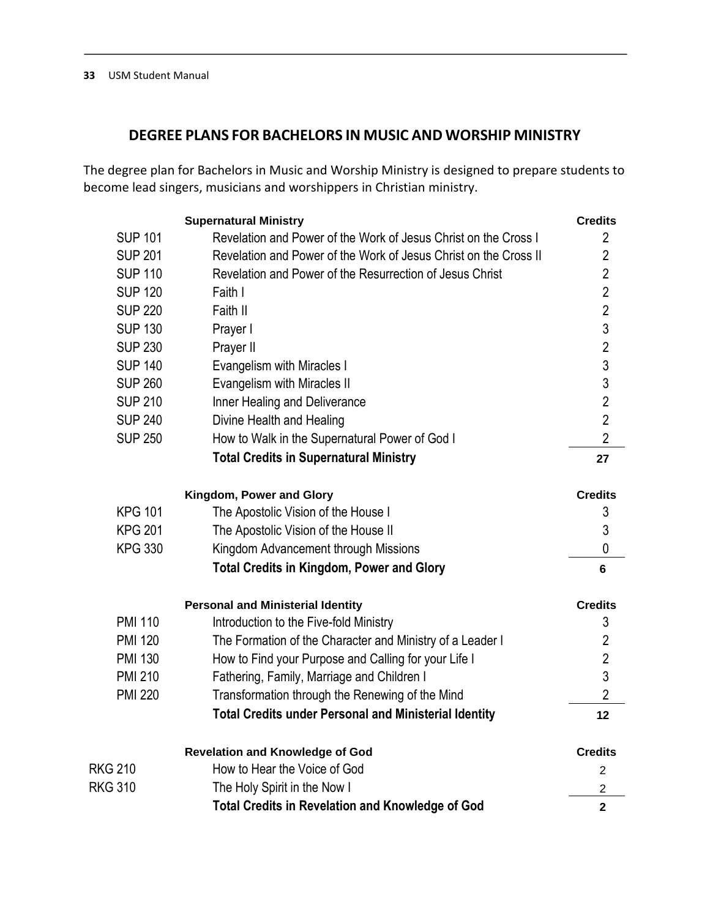## DEGREE PLANS FOR BACHELORS IN MUSIC AND WORSHIP MINISTRY

The degree plan for Bachelors in Music and Worship Ministry is designed to prepare students to become lead singers, musicians and worshippers in Christian ministry.

| | Supernatural Ministry | Credits |
|---|---|---|
| SUP 101 | Revelation and Power of the Work of Jesus Christ on the Cross I | 2 |
| SUP 201 | Revelation and Power of the Work of Jesus Christ on the Cross II | 2 |
| SUP 110 | Revelation and Power of the Resurrection of Jesus Christ | 2 |
| SUP 120 | Faith I | 2 |
| SUP 220 | Faith II | 2 |
| SUP 130 | Prayer I | 3 |
| SUP 230 | Prayer II | 2 |
| SUP 140 | Evangelism with Miracles I | 3 |
| SUP 260 | Evangelism with Miracles II | 3 |
| SUP 210 | Inner Healing and Deliverance | 2 |
| SUP 240 | Divine Health and Healing | 2 |
| SUP 250 | How to Walk in the Supernatural Power of God I | 2 |
| | **Total Credits in Supernatural Ministry** | **27** |

| | Kingdom, Power and Glory | Credits |
|---|---|---|
| KPG 101 | The Apostolic Vision of the House I | 3 |
| KPG 201 | The Apostolic Vision of the House II | 3 |
| KPG 330 | Kingdom Advancement through Missions | 0 |
| | **Total Credits in Kingdom, Power and Glory** | **6** |

| | Personal and Ministerial Identity | Credits |
|---|---|---|
| PMI 110 | Introduction to the Five-fold Ministry | 3 |
| PMI 120 | The Formation of the Character and Ministry of a Leader I | 2 |
| PMI 130 | How to Find your Purpose and Calling for your Life I | 2 |
| PMI 210 | Fathering, Family, Marriage and Children I | 3 |
| PMI 220 | Transformation through the Renewing of the Mind | 2 |
| | **Total Credits under Personal and Ministerial Identity** | **12** |

| | Revelation and Knowledge of God | Credits |
|---|---|---|
| RKG 210 | How to Hear the Voice of God | 2 |
| RKG 310 | The Holy Spirit in the Now I | 2 |
| | **Total Credits in Revelation and Knowledge of God** | **2** |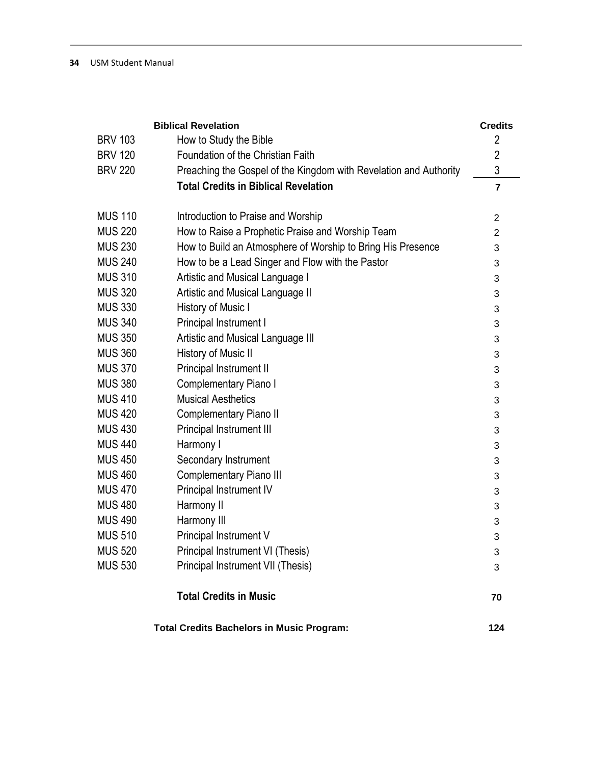| | Biblical Revelation | Credits |
| --- | --- | --- |
| BRV 103 | How to Study the Bible | 2 |
| BRV 120 | Foundation of the Christian Faith | 2 |
| BRV 220 | Preaching the Gospel of the Kingdom with Revelation and Authority | 3 |
| | **Total Credits in Biblical Revelation** | **7** |
| | | |
| MUS 110 | Introduction to Praise and Worship | 2 |
| MUS 220 | How to Raise a Prophetic Praise and Worship Team | 2 |
| MUS 230 | How to Build an Atmosphere of Worship to Bring His Presence | 3 |
| MUS 240 | How to be a Lead Singer and Flow with the Pastor | 3 |
| MUS 310 | Artistic and Musical Language I | 3 |
| MUS 320 | Artistic and Musical Language II | 3 |
| MUS 330 | History of Music I | 3 |
| MUS 340 | Principal Instrument I | 3 |
| MUS 350 | Artistic and Musical Language III | 3 |
| MUS 360 | History of Music II | 3 |
| MUS 370 | Principal Instrument II | 3 |
| MUS 380 | Complementary Piano I | 3 |
| MUS 410 | Musical Aesthetics | 3 |
| MUS 420 | Complementary Piano II | 3 |
| MUS 430 | Principal Instrument III | 3 |
| MUS 440 | Harmony I | 3 |
| MUS 450 | Secondary Instrument | 3 |
| MUS 460 | Complementary Piano III | 3 |
| MUS 470 | Principal Instrument IV | 3 |
| MUS 480 | Harmony II | 3 |
| MUS 490 | Harmony III | 3 |
| MUS 510 | Principal Instrument V | 3 |
| MUS 520 | Principal Instrument VI (Thesis) | 3 |
| MUS 530 | Principal Instrument VII (Thesis) | 3 |
| | | |
| | **Total Credits in Music** | **70** |
| | | |
| | **Total Credits Bachelors in Music Program:** | **124** |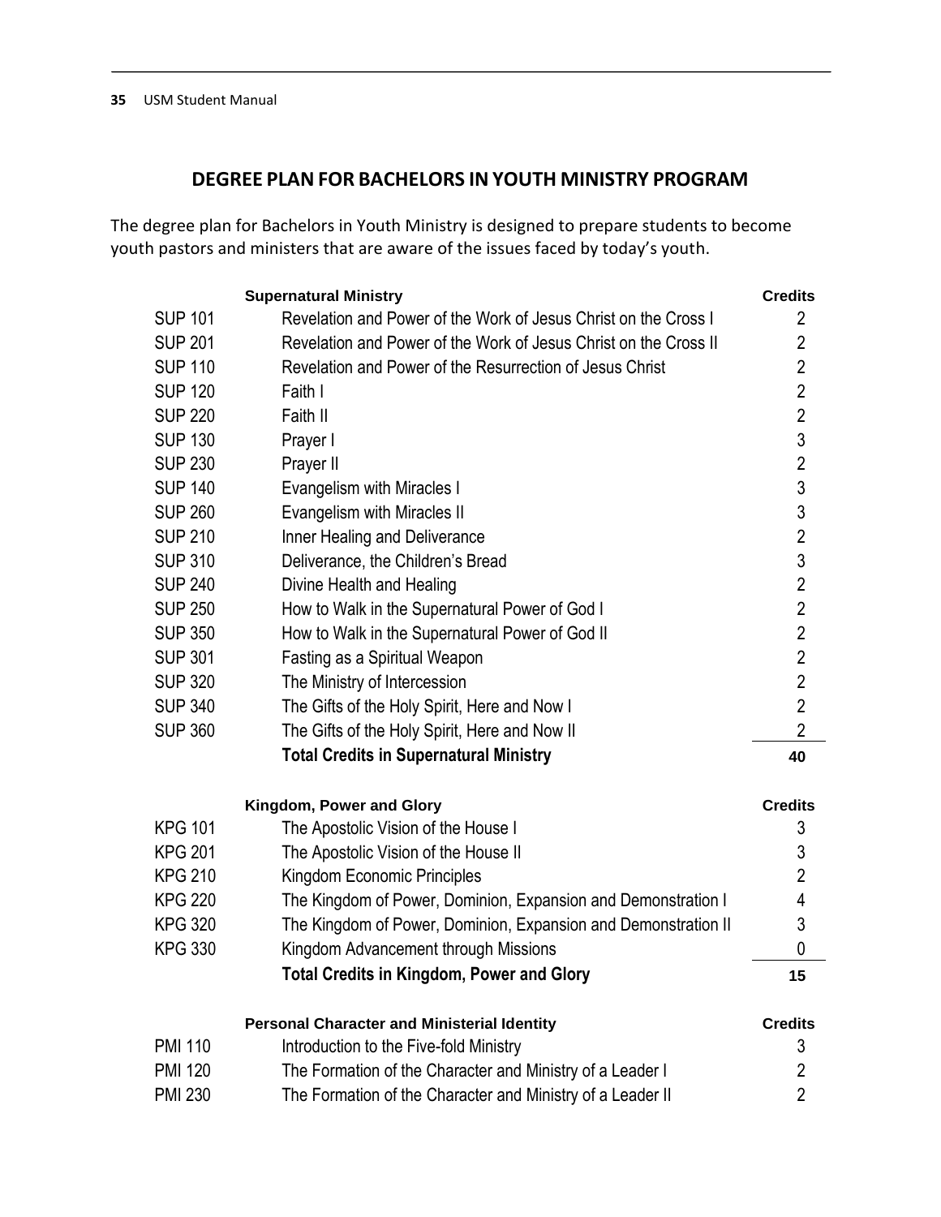## DEGREE PLAN FOR BACHELORS IN YOUTH MINISTRY PROGRAM

The degree plan for Bachelors in Youth Ministry is designed to prepare students to become youth pastors and ministers that are aware of the issues faced by today's youth.

| | **Supernatural Ministry** | **Credits** |
|---|---|---|
| SUP 101 | Revelation and Power of the Work of Jesus Christ on the Cross I | 2 |
| SUP 201 | Revelation and Power of the Work of Jesus Christ on the Cross II | 2 |
| SUP 110 | Revelation and Power of the Resurrection of Jesus Christ | 2 |
| SUP 120 | Faith I | 2 |
| SUP 220 | Faith II | 2 |
| SUP 130 | Prayer I | 3 |
| SUP 230 | Prayer II | 2 |
| SUP 140 | Evangelism with Miracles I | 3 |
| SUP 260 | Evangelism with Miracles II | 3 |
| SUP 210 | Inner Healing and Deliverance | 2 |
| SUP 310 | Deliverance, the Children's Bread | 3 |
| SUP 240 | Divine Health and Healing | 2 |
| SUP 250 | How to Walk in the Supernatural Power of God I | 2 |
| SUP 350 | How to Walk in the Supernatural Power of God II | 2 |
| SUP 301 | Fasting as a Spiritual Weapon | 2 |
| SUP 320 | The Ministry of Intercession | 2 |
| SUP 340 | The Gifts of the Holy Spirit, Here and Now I | 2 |
| SUP 360 | The Gifts of the Holy Spirit, Here and Now II | 2 |
| | **Total Credits in Supernatural Ministry** | **40** |

| | **Kingdom, Power and Glory** | **Credits** |
|---|---|---|
| KPG 101 | The Apostolic Vision of the House I | 3 |
| KPG 201 | The Apostolic Vision of the House II | 3 |
| KPG 210 | Kingdom Economic Principles | 2 |
| KPG 220 | The Kingdom of Power, Dominion, Expansion and Demonstration I | 4 |
| KPG 320 | The Kingdom of Power, Dominion, Expansion and Demonstration II | 3 |
| KPG 330 | Kingdom Advancement through Missions | 0 |
| | **Total Credits in Kingdom, Power and Glory** | **15** |

| | **Personal Character and Ministerial Identity** | **Credits** |
|---|---|---|
| PMI 110 | Introduction to the Five-fold Ministry | 3 |
| PMI 120 | The Formation of the Character and Ministry of a Leader I | 2 |
| PMI 230 | The Formation of the Character and Ministry of a Leader II | 2 |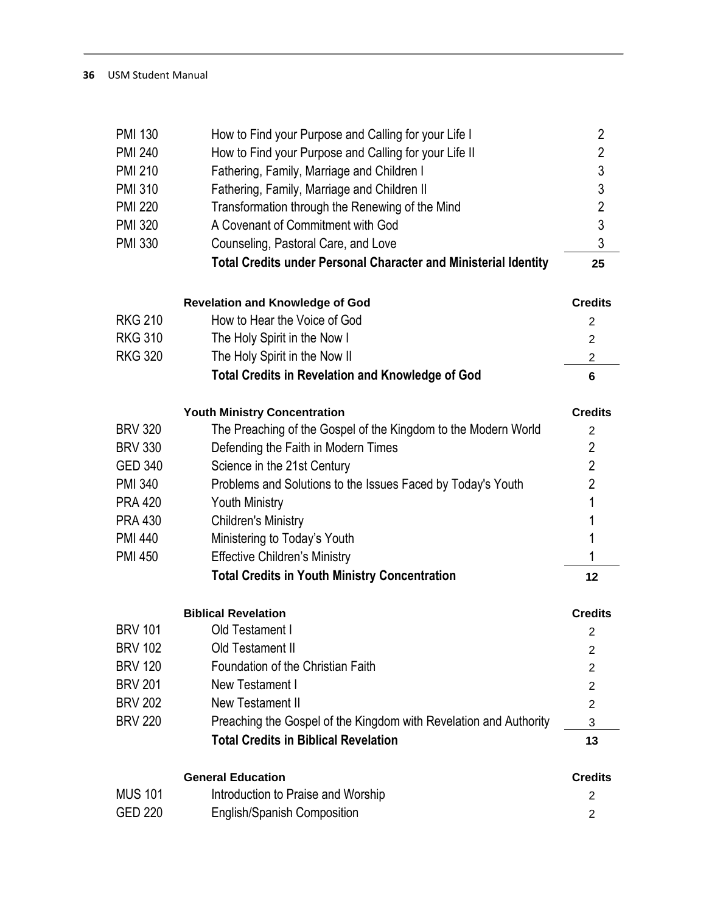| | | |
|---|---|---|
| PMI 130 | How to Find your Purpose and Calling for your Life I | 2 |
| PMI 240 | How to Find your Purpose and Calling for your Life II | 2 |
| PMI 210 | Fathering, Family, Marriage and Children I | 3 |
| PMI 310 | Fathering, Family, Marriage and Children II | 3 |
| PMI 220 | Transformation through the Renewing of the Mind | 2 |
| PMI 320 | A Covenant of Commitment with God | 3 |
| PMI 330 | Counseling, Pastoral Care, and Love | 3 |
| | **Total Credits under Personal Character and Ministerial Identity** | **25** |

| | **Revelation and Knowledge of God** | **Credits** |
|---|---|---|
| RKG 210 | How to Hear the Voice of God | 2 |
| RKG 310 | The Holy Spirit in the Now I | 2 |
| RKG 320 | The Holy Spirit in the Now II | 2 |
| | **Total Credits in Revelation and Knowledge of God** | **6** |

| | **Youth Ministry Concentration** | **Credits** |
|---|---|---|
| BRV 320 | The Preaching of the Gospel of the Kingdom to the Modern World | 2 |
| BRV 330 | Defending the Faith in Modern Times | 2 |
| GED 340 | Science in the 21st Century | 2 |
| PMI 340 | Problems and Solutions to the Issues Faced by Today's Youth | 2 |
| PRA 420 | Youth Ministry | 1 |
| PRA 430 | Children's Ministry | 1 |
| PMI 440 | Ministering to Today's Youth | 1 |
| PMI 450 | Effective Children's Ministry | 1 |
| | **Total Credits in Youth Ministry Concentration** | **12** |

| | **Biblical Revelation** | **Credits** |
|---|---|---|
| BRV 101 | Old Testament I | 2 |
| BRV 102 | Old Testament II | 2 |
| BRV 120 | Foundation of the Christian Faith | 2 |
| BRV 201 | New Testament I | 2 |
| BRV 202 | New Testament II | 2 |
| BRV 220 | Preaching the Gospel of the Kingdom with Revelation and Authority | 3 |
| | **Total Credits in Biblical Revelation** | **13** |

| | **General Education** | **Credits** |
|---|---|---|
| MUS 101 | Introduction to Praise and Worship | 2 |
| GED 220 | English/Spanish Composition | 2 |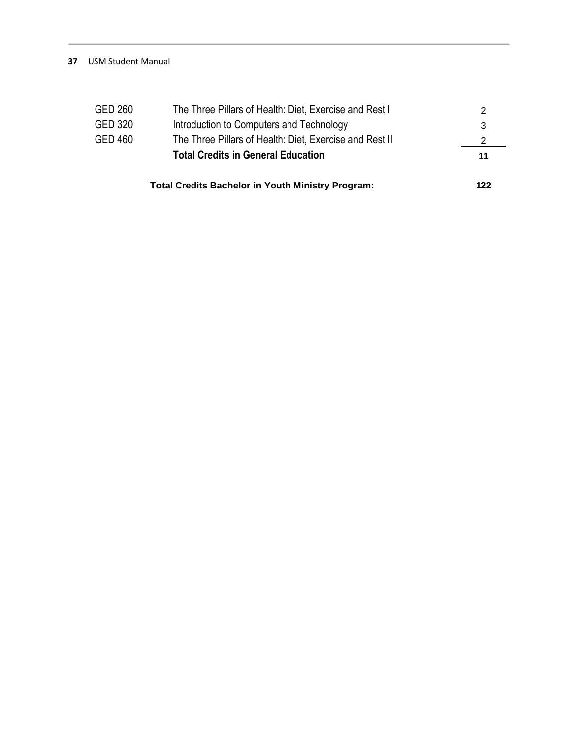| | | |
|---|---|---|
| GED 260 | The Three Pillars of Health: Diet, Exercise and Rest I | 2 |
| GED 320 | Introduction to Computers and Technology | 3 |
| GED 460 | The Three Pillars of Health: Diet, Exercise and Rest II | 2 |
| | **Total Credits in General Education** | **11** |

**Total Credits Bachelor in Youth Ministry Program: 122**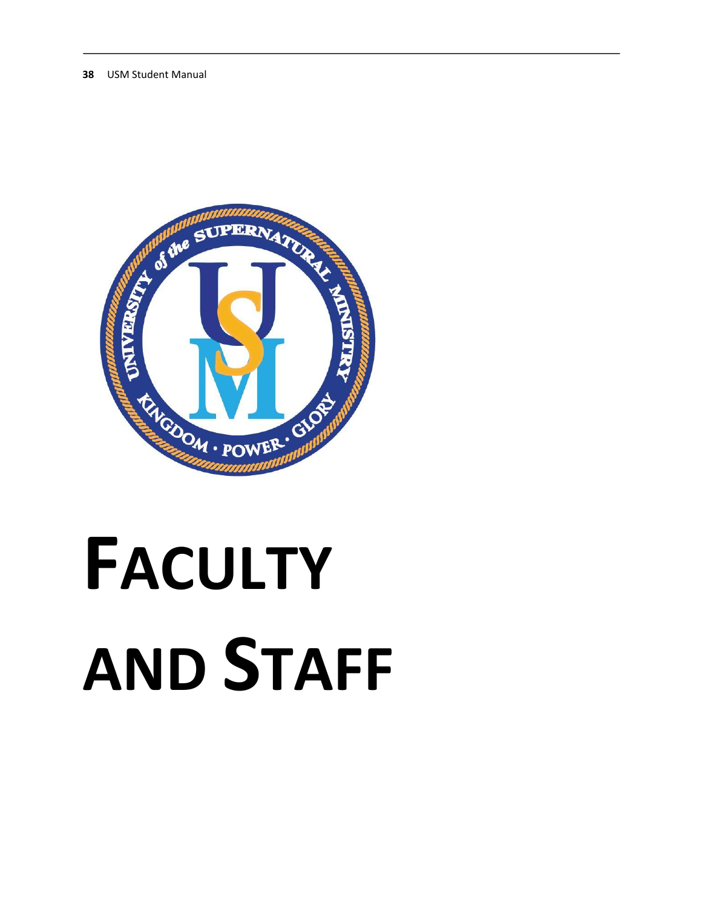# FACULTY AND STAFF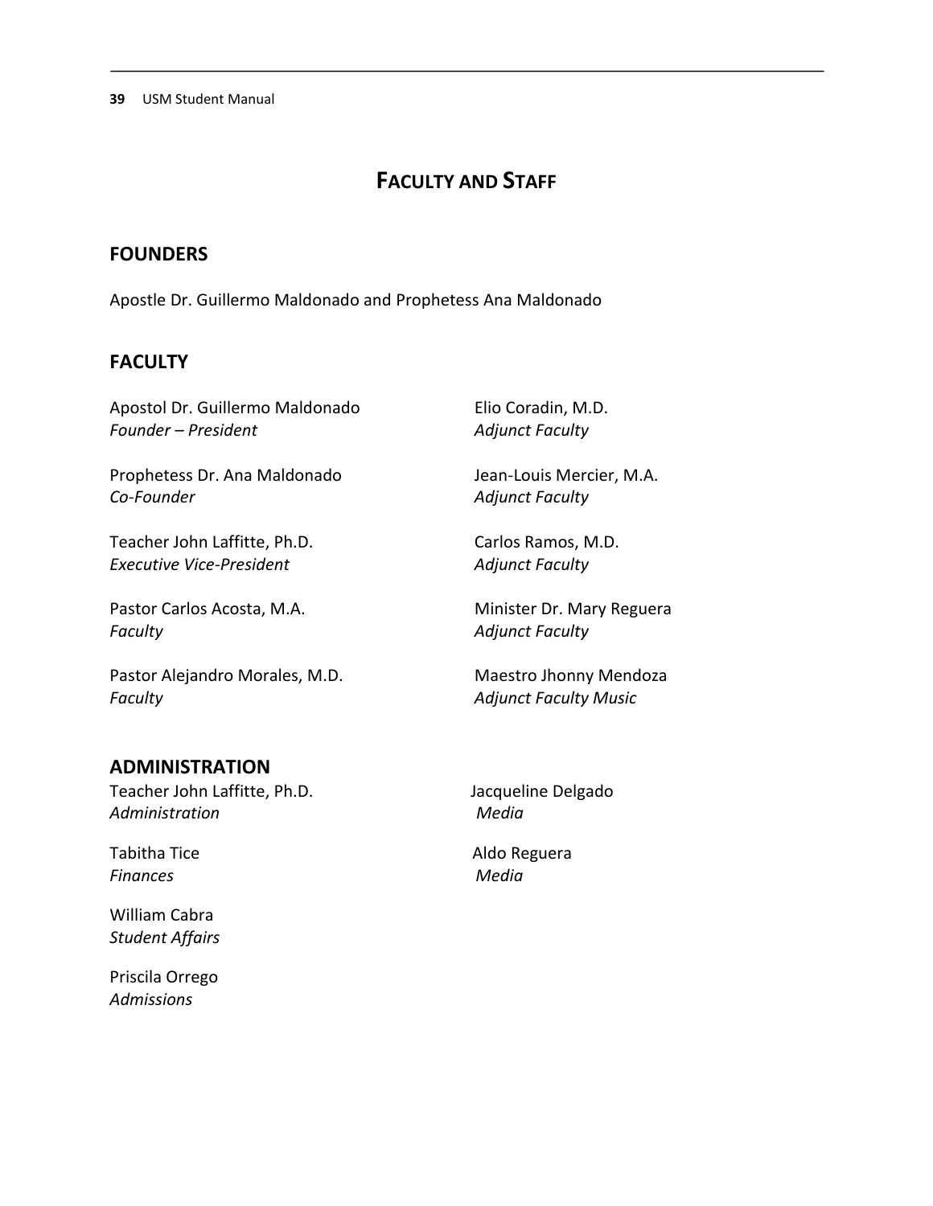# FACULTY AND STAFF

## FOUNDERS

Apostle Dr. Guillermo Maldonado and Prophetess Ana Maldonado

## FACULTY

Apostol Dr. Guillermo Maldonado
*Founder – President*

Prophetess Dr. Ana Maldonado
*Co-Founder*

Teacher John Laffitte, Ph.D.
*Executive Vice-President*

Pastor Carlos Acosta, M.A.
*Faculty*

Pastor Alejandro Morales, M.D.
*Faculty*

Elio Coradin, M.D.
*Adjunct Faculty*

Jean-Louis Mercier, M.A.
*Adjunct Faculty*

Carlos Ramos, M.D.
*Adjunct Faculty*

Minister Dr. Mary Reguera
*Adjunct Faculty*

Maestro Jhonny Mendoza
*Adjunct Faculty Music*

## ADMINISTRATION

Teacher John Laffitte, Ph.D.
*Administration*

Tabitha Tice
*Finances*

William Cabra
*Student Affairs*

Priscila Orrego
*Admissions*

Jacqueline Delgado
*Media*

Aldo Reguera
*Media*